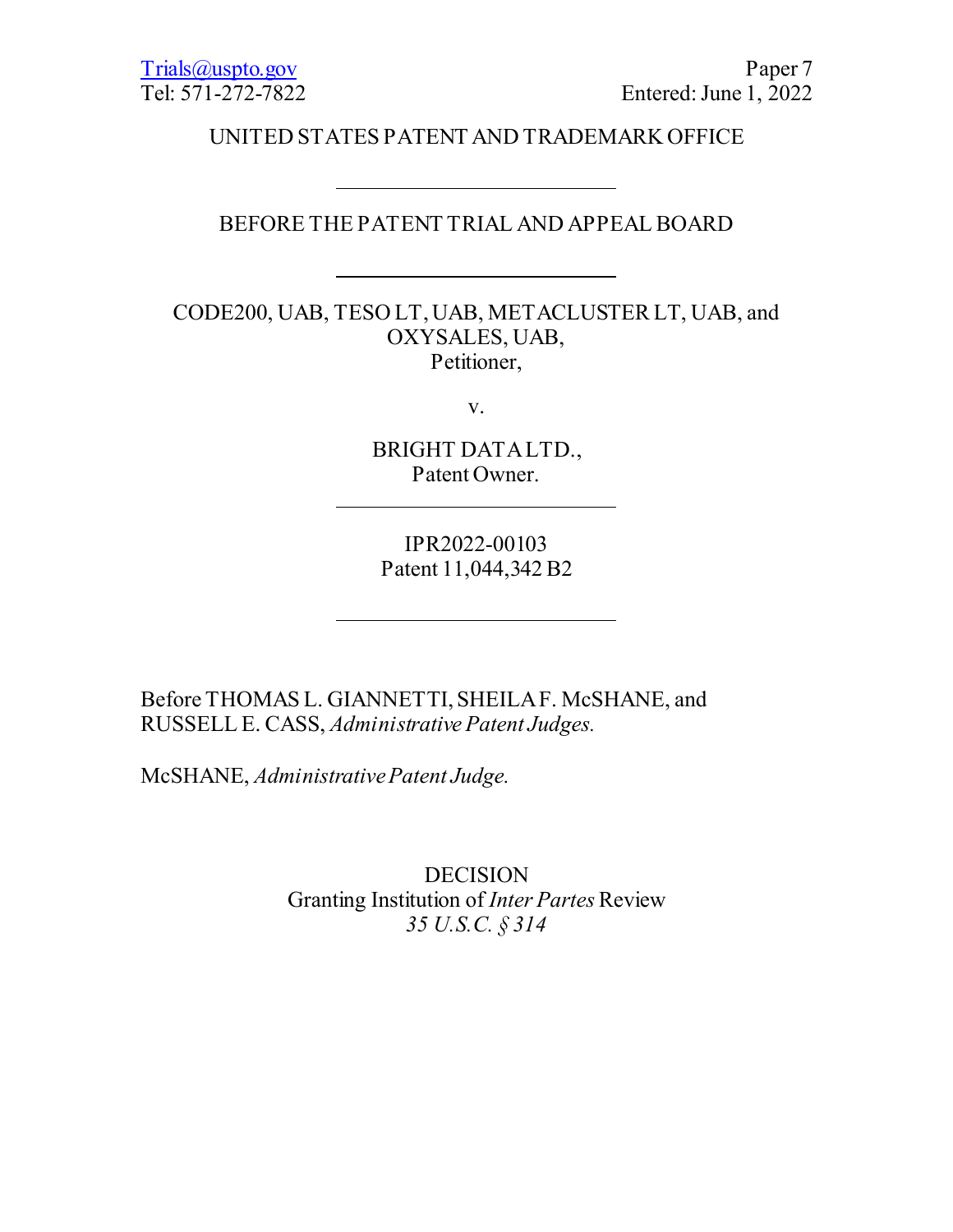Trials@uspto.gov
Tel: 571-272-7822

Paper 7
Entered: June 1, 2022

UNITED STATES PATENT AND TRADEMARK OFFICE

---

BEFORE THE PATENT TRIAL AND APPEAL BOARD

---

CODE200, UAB, TESO LT, UAB, METACLUSTER LT, UAB, and OXYSALES, UAB,
Petitioner,

v.

BRIGHT DATA LTD.,
Patent Owner.

---

IPR2022-00103
Patent 11,044,342 B2

---

Before THOMAS L. GIANNETTI, SHEILA F. McSHANE, and RUSSELL E. CASS, *Administrative Patent Judges.*

McSHANE, *Administrative Patent Judge.*

DECISION
Granting Institution of *Inter Partes* Review
*35 U.S.C. § 314*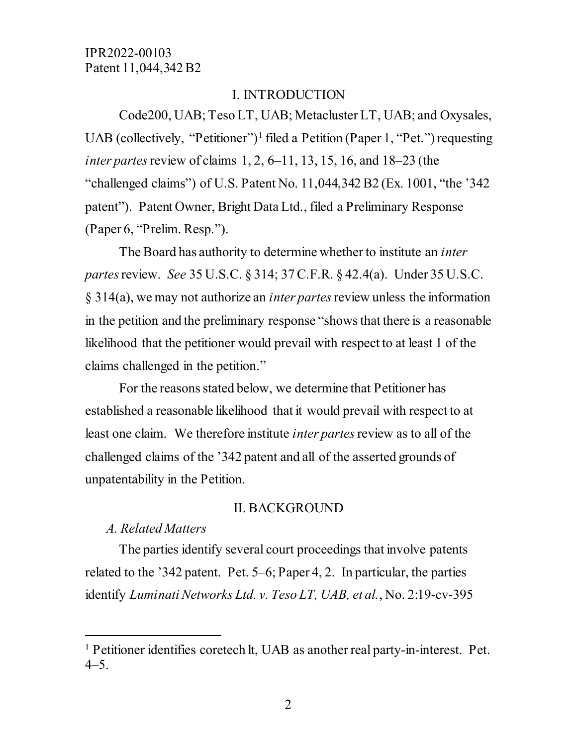# I. INTRODUCTION

Code200, UAB; Teso LT, UAB; Metacluster LT, UAB; and Oxysales, UAB (collectively, "Petitioner")[1] filed a Petition (Paper 1, "Pet.") requesting *inter partes* review of claims 1, 2, 6–11, 13, 15, 16, and 18–23 (the "challenged claims") of U.S. Patent No. 11,044,342 B2 (Ex. 1001, "the '342 patent"). Patent Owner, Bright Data Ltd., filed a Preliminary Response (Paper 6, "Prelim. Resp.").

The Board has authority to determine whether to institute an *inter partes* review. *See* 35 U.S.C. § 314; 37 C.F.R. § 42.4(a). Under 35 U.S.C. § 314(a), we may not authorize an *inter partes* review unless the information in the petition and the preliminary response "shows that there is a reasonable likelihood that the petitioner would prevail with respect to at least 1 of the claims challenged in the petition."

For the reasons stated below, we determine that Petitioner has established a reasonable likelihood that it would prevail with respect to at least one claim. We therefore institute *inter partes* review as to all of the challenged claims of the '342 patent and all of the asserted grounds of unpatentability in the Petition.

# II. BACKGROUND

## *A. Related Matters*

The parties identify several court proceedings that involve patents related to the '342 patent. Pet. 5–6; Paper 4, 2. In particular, the parties identify *Luminati Networks Ltd. v. Teso LT, UAB, et al.*, No. 2:19-cv-395

---

[1] Petitioner identifies coretech lt, UAB as another real party-in-interest. Pet. 4–5.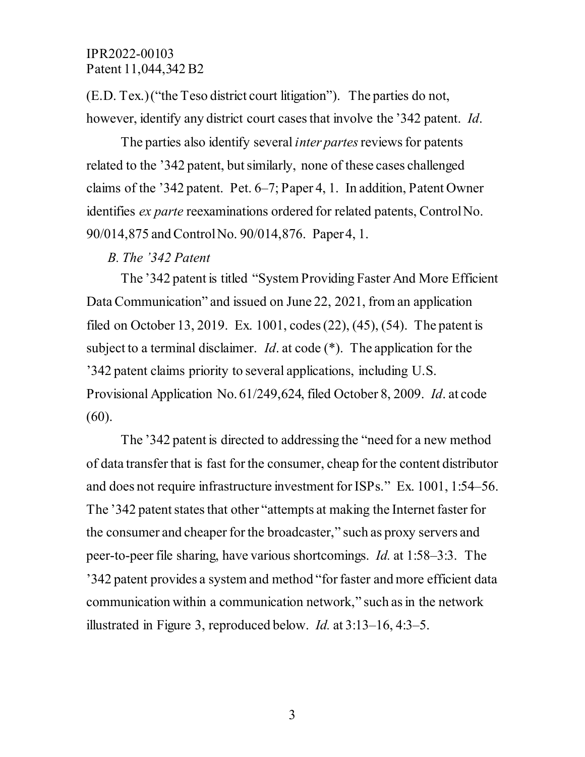(E.D. Tex.) ("the Teso district court litigation"). The parties do not, however, identify any district court cases that involve the '342 patent. *Id*.

The parties also identify several *inter partes* reviews for patents related to the '342 patent, but similarly, none of these cases challenged claims of the '342 patent. Pet. 6–7; Paper 4, 1. In addition, Patent Owner identifies *ex parte* reexaminations ordered for related patents, Control No. 90/014,875 and Control No. 90/014,876. Paper 4, 1.

### *B. The '342 Patent*

The '342 patent is titled "System Providing Faster And More Efficient Data Communication" and issued on June 22, 2021, from an application filed on October 13, 2019. Ex. 1001, codes (22), (45), (54). The patent is subject to a terminal disclaimer. *Id*. at code (*). The application for the '342 patent claims priority to several applications, including U.S. Provisional Application No. 61/249,624, filed October 8, 2009. *Id*. at code (60).

The '342 patent is directed to addressing the "need for a new method of data transfer that is fast for the consumer, cheap for the content distributor and does not require infrastructure investment for ISPs." Ex. 1001, 1:54–56. The '342 patent states that other "attempts at making the Internet faster for the consumer and cheaper for the broadcaster," such as proxy servers and peer-to-peer file sharing, have various shortcomings. *Id.* at 1:58–3:3. The '342 patent provides a system and method "for faster and more efficient data communication within a communication network," such as in the network illustrated in Figure 3, reproduced below. *Id.* at 3:13–16, 4:3–5.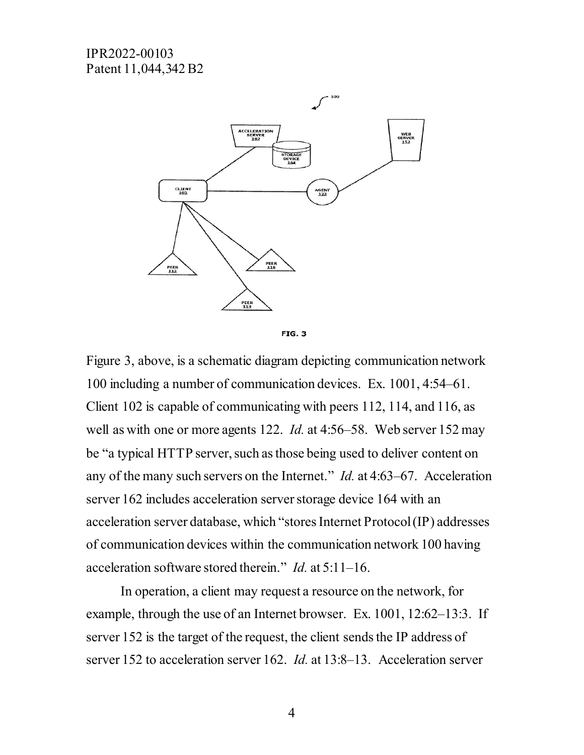FIG. 3

Figure 3, above, is a schematic diagram depicting communication network 100 including a number of communication devices. Ex. 1001, 4:54–61. Client 102 is capable of communicating with peers 112, 114, and 116, as well as with one or more agents 122. *Id.* at 4:56–58. Web server 152 may be "a typical HTTP server, such as those being used to deliver content on any of the many such servers on the Internet." *Id.* at 4:63–67. Acceleration server 162 includes acceleration server storage device 164 with an acceleration server database, which "stores Internet Protocol (IP) addresses of communication devices within the communication network 100 having acceleration software stored therein." *Id.* at 5:11–16.

In operation, a client may request a resource on the network, for example, through the use of an Internet browser. Ex. 1001, 12:62–13:3. If server 152 is the target of the request, the client sends the IP address of server 152 to acceleration server 162. *Id.* at 13:8–13. Acceleration server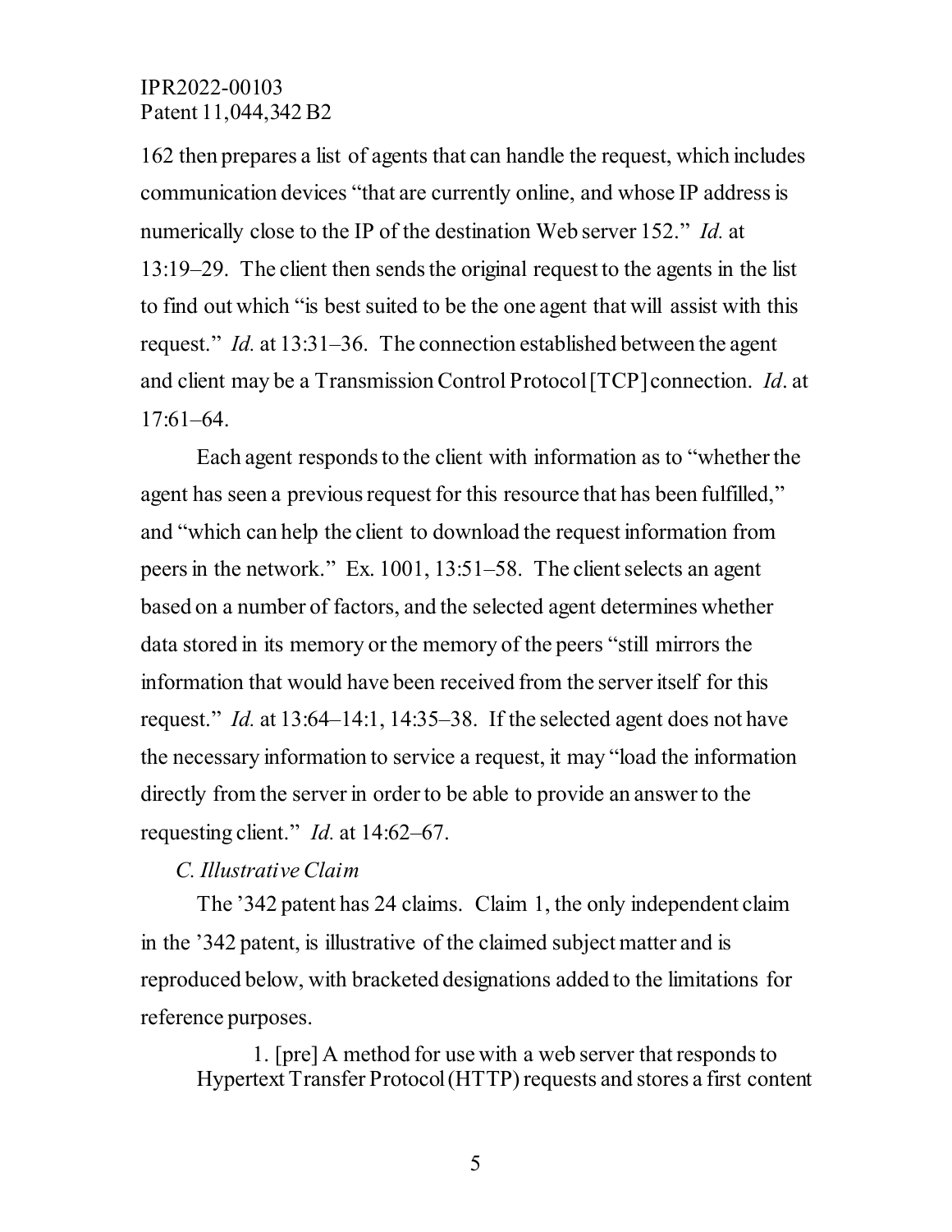162 then prepares a list of agents that can handle the request, which includes communication devices "that are currently online, and whose IP address is numerically close to the IP of the destination Web server 152." *Id.* at 13:19–29. The client then sends the original request to the agents in the list to find out which "is best suited to be the one agent that will assist with this request." *Id.* at 13:31–36. The connection established between the agent and client may be a Transmission Control Protocol [TCP] connection. *Id*. at 17:61–64.

Each agent responds to the client with information as to "whether the agent has seen a previous request for this resource that has been fulfilled," and "which can help the client to download the request information from peers in the network." Ex. 1001, 13:51–58. The client selects an agent based on a number of factors, and the selected agent determines whether data stored in its memory or the memory of the peers "still mirrors the information that would have been received from the server itself for this request." *Id.* at 13:64–14:1, 14:35–38. If the selected agent does not have the necessary information to service a request, it may "load the information directly from the server in order to be able to provide an answer to the requesting client." *Id.* at 14:62–67.

### *C. Illustrative Claim*

The '342 patent has 24 claims. Claim 1, the only independent claim in the '342 patent, is illustrative of the claimed subject matter and is reproduced below, with bracketed designations added to the limitations for reference purposes.

> 1. [pre] A method for use with a web server that responds to Hypertext Transfer Protocol (HTTP) requests and stores a first content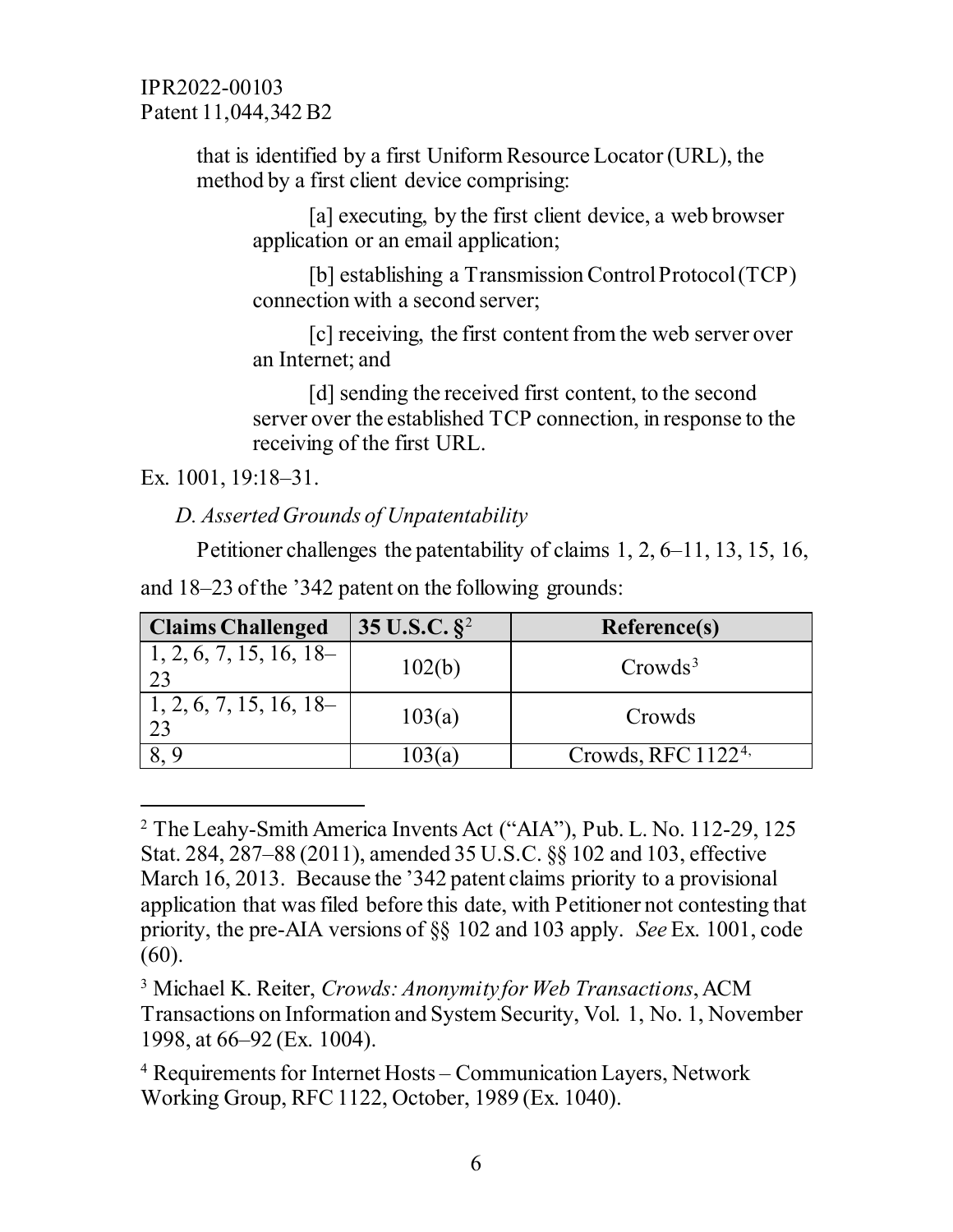that is identified by a first Uniform Resource Locator (URL), the method by a first client device comprising:

> [a] executing, by the first client device, a web browser application or an email application;
>
> [b] establishing a Transmission Control Protocol (TCP) connection with a second server;
>
> [c] receiving, the first content from the web server over an Internet; and
>
> [d] sending the received first content, to the second server over the established TCP connection, in response to the receiving of the first URL.

Ex. 1001, 19:18–31.

*D. Asserted Grounds of Unpatentability*

Petitioner challenges the patentability of claims 1, 2, 6–11, 13, 15, 16, and 18–23 of the '342 patent on the following grounds:

| Claims Challenged | 35 U.S.C. §[2] | Reference(s) |
|---|---|---|
| 1, 2, 6, 7, 15, 16, 18–23 | 102(b) | Crowds[3] |
| 1, 2, 6, 7, 15, 16, 18–23 | 103(a) | Crowds |
| 8, 9 | 103(a) | Crowds, RFC 1122[4], |

[2] The Leahy-Smith America Invents Act ("AIA"), Pub. L. No. 112-29, 125 Stat. 284, 287–88 (2011), amended 35 U.S.C. §§ 102 and 103, effective March 16, 2013. Because the '342 patent claims priority to a provisional application that was filed before this date, with Petitioner not contesting that priority, the pre-AIA versions of §§ 102 and 103 apply. *See* Ex. 1001, code (60).

[3] Michael K. Reiter, *Crowds: Anonymity for Web Transactions*, ACM Transactions on Information and System Security, Vol. 1, No. 1, November 1998, at 66–92 (Ex. 1004).

[4] Requirements for Internet Hosts – Communication Layers, Network Working Group, RFC 1122, October, 1989 (Ex. 1040).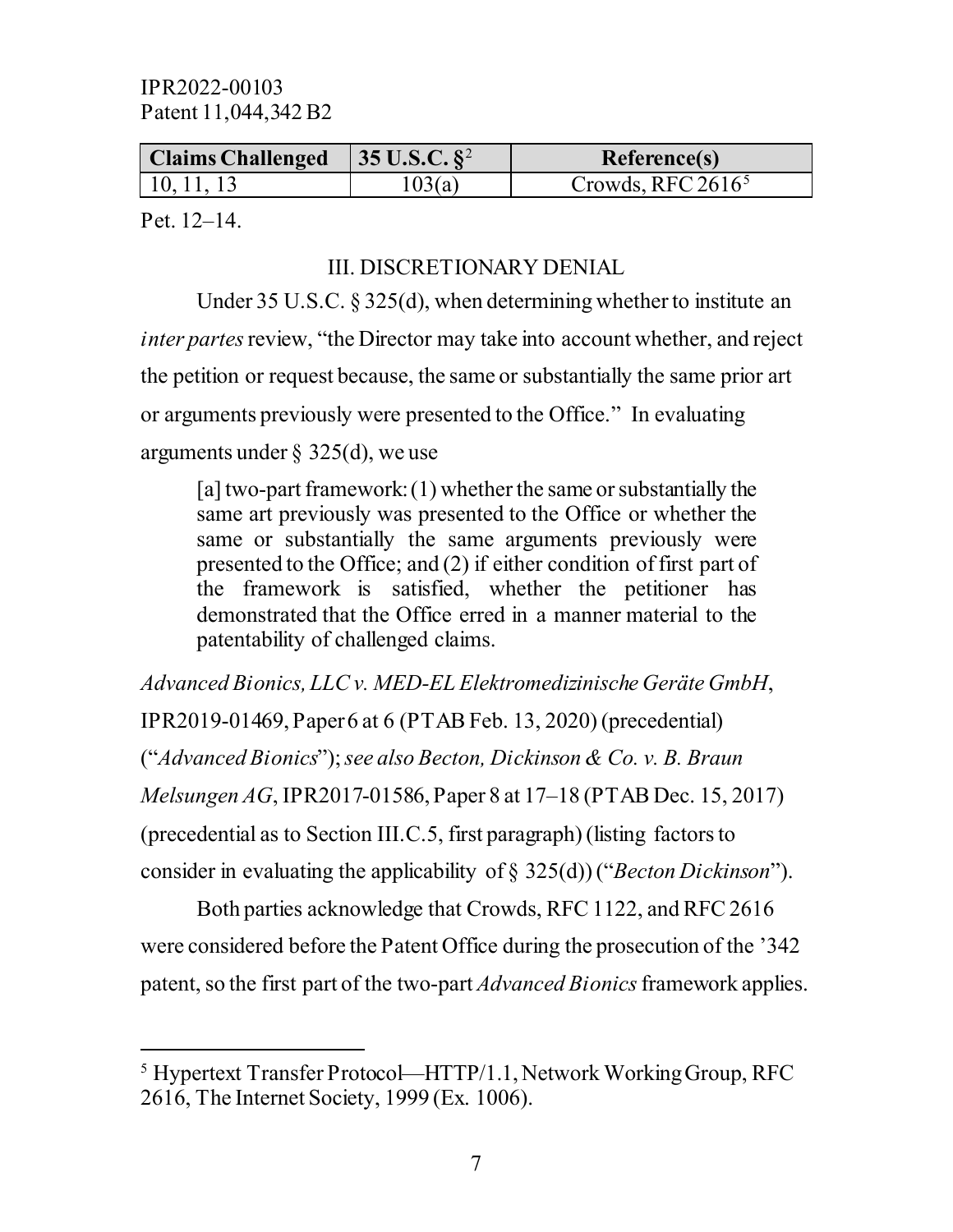| Claims Challenged | 35 U.S.C. §[2] | Reference(s) |
|---|---|---|
| 10, 11, 13 | 103(a) | Crowds, RFC 2616[5] |

Pet. 12–14.

## III. DISCRETIONARY DENIAL

Under 35 U.S.C. § 325(d), when determining whether to institute an *inter partes* review, "the Director may take into account whether, and reject the petition or request because, the same or substantially the same prior art or arguments previously were presented to the Office." In evaluating arguments under § 325(d), we use

> [a] two-part framework: (1) whether the same or substantially the same art previously was presented to the Office or whether the same or substantially the same arguments previously were presented to the Office; and (2) if either condition of first part of the framework is satisfied, whether the petitioner has demonstrated that the Office erred in a manner material to the patentability of challenged claims.

*Advanced Bionics, LLC v. MED-EL Elektromedizinische Geräte GmbH*, IPR2019-01469, Paper 6 at 6 (PTAB Feb. 13, 2020) (precedential) ("*Advanced Bionics*"); *see also Becton, Dickinson & Co. v. B. Braun Melsungen AG*, IPR2017-01586, Paper 8 at 17–18 (PTAB Dec. 15, 2017) (precedential as to Section III.C.5, first paragraph) (listing factors to consider in evaluating the applicability of § 325(d)) ("*Becton Dickinson*").

Both parties acknowledge that Crowds, RFC 1122, and RFC 2616 were considered before the Patent Office during the prosecution of the '342 patent, so the first part of the two-part *Advanced Bionics* framework applies.

---

[5] Hypertext Transfer Protocol—HTTP/1.1, Network Working Group, RFC 2616, The Internet Society, 1999 (Ex. 1006).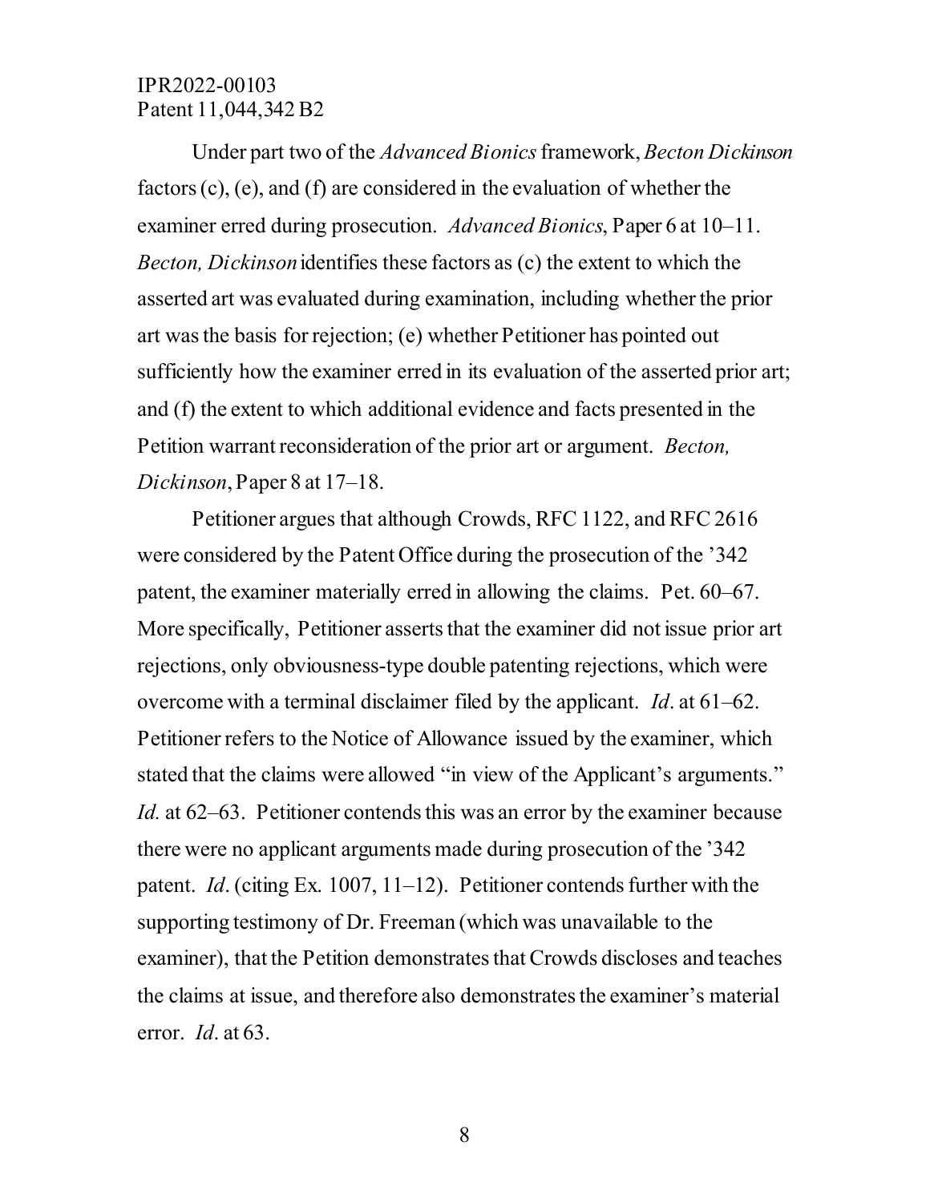Under part two of the *Advanced Bionics* framework, *Becton Dickinson* factors (c), (e), and (f) are considered in the evaluation of whether the examiner erred during prosecution. *Advanced Bionics*, Paper 6 at 10–11. *Becton, Dickinson* identifies these factors as (c) the extent to which the asserted art was evaluated during examination, including whether the prior art was the basis for rejection; (e) whether Petitioner has pointed out sufficiently how the examiner erred in its evaluation of the asserted prior art; and (f) the extent to which additional evidence and facts presented in the Petition warrant reconsideration of the prior art or argument. *Becton, Dickinson*, Paper 8 at 17–18.

Petitioner argues that although Crowds, RFC 1122, and RFC 2616 were considered by the Patent Office during the prosecution of the '342 patent, the examiner materially erred in allowing the claims. Pet. 60–67. More specifically, Petitioner asserts that the examiner did not issue prior art rejections, only obviousness-type double patenting rejections, which were overcome with a terminal disclaimer filed by the applicant. *Id*. at 61–62. Petitioner refers to the Notice of Allowance issued by the examiner, which stated that the claims were allowed "in view of the Applicant's arguments." *Id.* at 62–63. Petitioner contends this was an error by the examiner because there were no applicant arguments made during prosecution of the '342 patent. *Id*. (citing Ex. 1007, 11–12). Petitioner contends further with the supporting testimony of Dr. Freeman (which was unavailable to the examiner), that the Petition demonstrates that Crowds discloses and teaches the claims at issue, and therefore also demonstrates the examiner's material error. *Id*. at 63.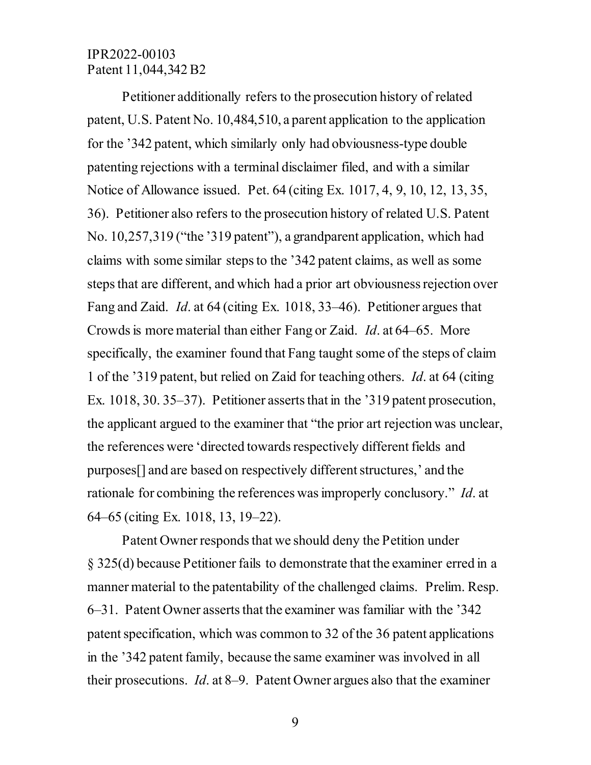Petitioner additionally refers to the prosecution history of related patent, U.S. Patent No. 10,484,510, a parent application to the application for the '342 patent, which similarly only had obviousness-type double patenting rejections with a terminal disclaimer filed, and with a similar Notice of Allowance issued. Pet. 64 (citing Ex. 1017, 4, 9, 10, 12, 13, 35, 36). Petitioner also refers to the prosecution history of related U.S. Patent No. 10,257,319 ("the '319 patent"), a grandparent application, which had claims with some similar steps to the '342 patent claims, as well as some steps that are different, and which had a prior art obviousness rejection over Fang and Zaid. *Id*. at 64 (citing Ex. 1018, 33–46). Petitioner argues that Crowds is more material than either Fang or Zaid. *Id*. at 64–65. More specifically, the examiner found that Fang taught some of the steps of claim 1 of the '319 patent, but relied on Zaid for teaching others. *Id*. at 64 (citing Ex. 1018, 30. 35–37). Petitioner asserts that in the '319 patent prosecution, the applicant argued to the examiner that "the prior art rejection was unclear, the references were 'directed towards respectively different fields and purposes[] and are based on respectively different structures,' and the rationale for combining the references was improperly conclusory." *Id*. at 64–65 (citing Ex. 1018, 13, 19–22).

Patent Owner responds that we should deny the Petition under § 325(d) because Petitioner fails to demonstrate that the examiner erred in a manner material to the patentability of the challenged claims. Prelim. Resp. 6–31. Patent Owner asserts that the examiner was familiar with the '342 patent specification, which was common to 32 of the 36 patent applications in the '342 patent family, because the same examiner was involved in all their prosecutions. *Id*. at 8–9. Patent Owner argues also that the examiner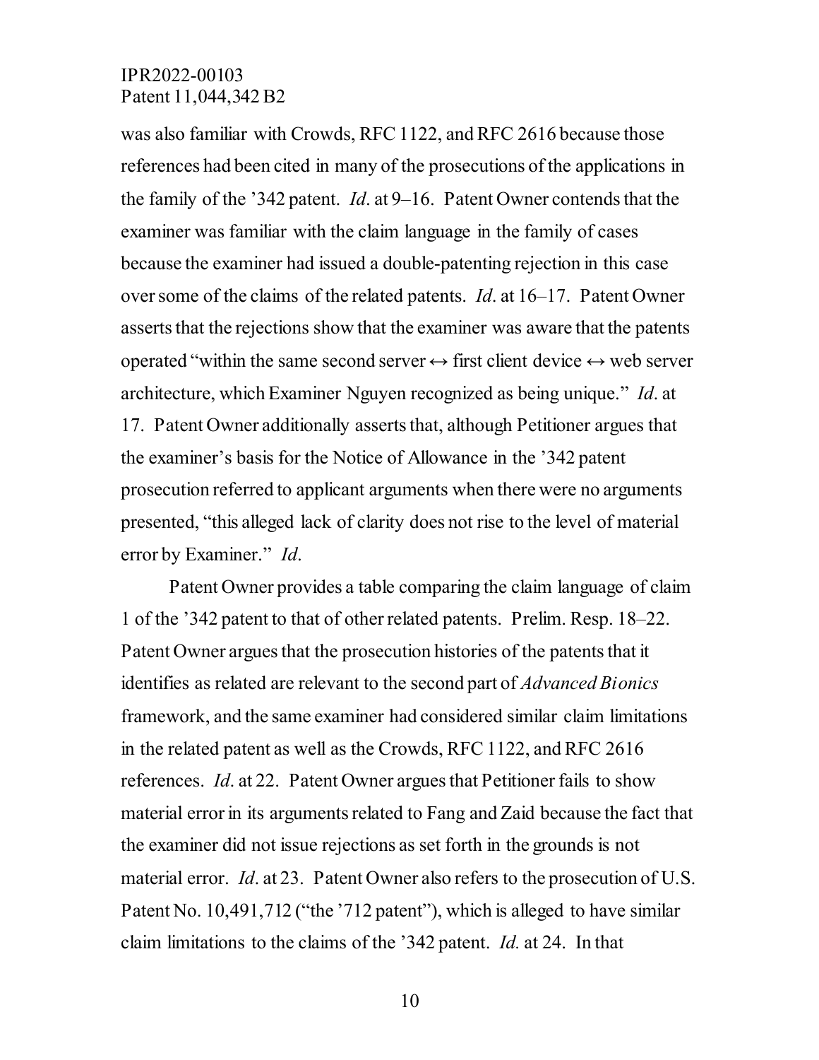was also familiar with Crowds, RFC 1122, and RFC 2616 because those references had been cited in many of the prosecutions of the applications in the family of the '342 patent. *Id*. at 9–16. Patent Owner contends that the examiner was familiar with the claim language in the family of cases because the examiner had issued a double-patenting rejection in this case over some of the claims of the related patents. *Id*. at 16–17. Patent Owner asserts that the rejections show that the examiner was aware that the patents operated "within the same second server ↔ first client device ↔ web server architecture, which Examiner Nguyen recognized as being unique." *Id*. at 17. Patent Owner additionally asserts that, although Petitioner argues that the examiner's basis for the Notice of Allowance in the '342 patent prosecution referred to applicant arguments when there were no arguments presented, "this alleged lack of clarity does not rise to the level of material error by Examiner." *Id*.

Patent Owner provides a table comparing the claim language of claim 1 of the '342 patent to that of other related patents. Prelim. Resp. 18–22. Patent Owner argues that the prosecution histories of the patents that it identifies as related are relevant to the second part of *Advanced Bionics* framework, and the same examiner had considered similar claim limitations in the related patent as well as the Crowds, RFC 1122, and RFC 2616 references. *Id*. at 22. Patent Owner argues that Petitioner fails to show material error in its arguments related to Fang and Zaid because the fact that the examiner did not issue rejections as set forth in the grounds is not material error. *Id*. at 23. Patent Owner also refers to the prosecution of U.S. Patent No. 10,491,712 ("the '712 patent"), which is alleged to have similar claim limitations to the claims of the '342 patent. *Id.* at 24. In that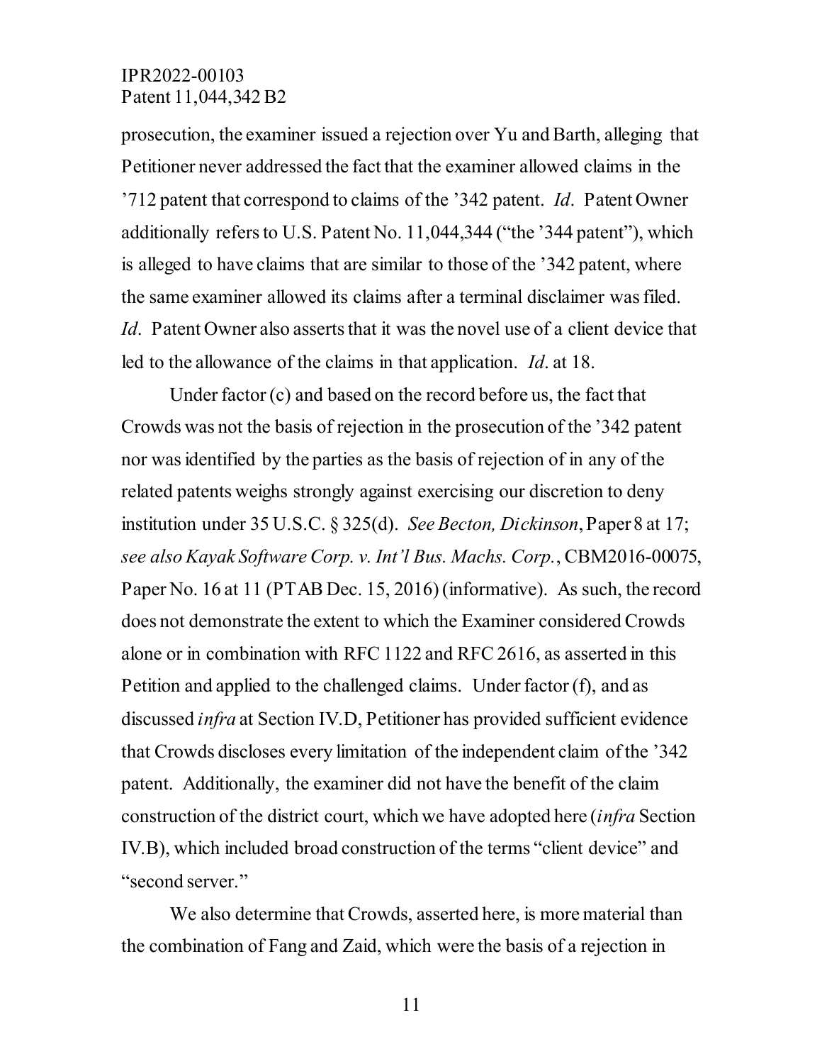prosecution, the examiner issued a rejection over Yu and Barth, alleging that Petitioner never addressed the fact that the examiner allowed claims in the '712 patent that correspond to claims of the '342 patent. *Id*. Patent Owner additionally refers to U.S. Patent No. 11,044,344 ("the '344 patent"), which is alleged to have claims that are similar to those of the '342 patent, where the same examiner allowed its claims after a terminal disclaimer was filed. *Id*. Patent Owner also asserts that it was the novel use of a client device that led to the allowance of the claims in that application. *Id*. at 18.

Under factor (c) and based on the record before us, the fact that Crowds was not the basis of rejection in the prosecution of the '342 patent nor was identified by the parties as the basis of rejection of in any of the related patents weighs strongly against exercising our discretion to deny institution under 35 U.S.C. § 325(d). *See Becton, Dickinson*, Paper 8 at 17; *see also Kayak Software Corp. v. Int'l Bus. Machs. Corp.*, CBM2016-00075, Paper No. 16 at 11 (PTAB Dec. 15, 2016) (informative). As such, the record does not demonstrate the extent to which the Examiner considered Crowds alone or in combination with RFC 1122 and RFC 2616, as asserted in this Petition and applied to the challenged claims. Under factor (f), and as discussed *infra* at Section IV.D, Petitioner has provided sufficient evidence that Crowds discloses every limitation of the independent claim of the '342 patent. Additionally, the examiner did not have the benefit of the claim construction of the district court, which we have adopted here (*infra* Section IV.B), which included broad construction of the terms "client device" and "second server."

We also determine that Crowds, asserted here, is more material than the combination of Fang and Zaid, which were the basis of a rejection in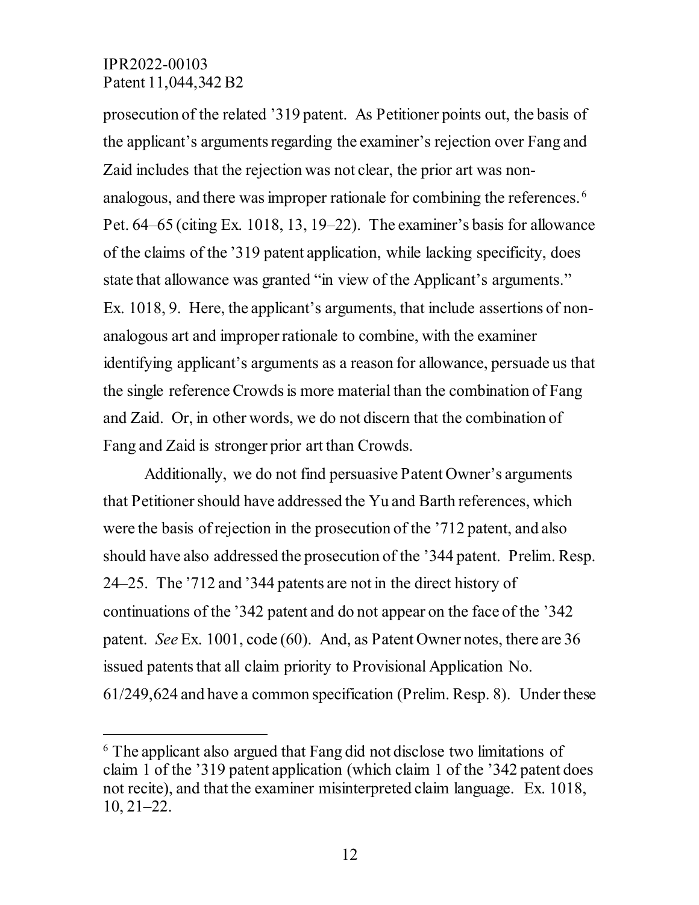prosecution of the related '319 patent. As Petitioner points out, the basis of the applicant's arguments regarding the examiner's rejection over Fang and Zaid includes that the rejection was not clear, the prior art was non-analogous, and there was improper rationale for combining the references.[6] Pet. 64–65 (citing Ex. 1018, 13, 19–22). The examiner's basis for allowance of the claims of the '319 patent application, while lacking specificity, does state that allowance was granted "in view of the Applicant's arguments." Ex. 1018, 9. Here, the applicant's arguments, that include assertions of non-analogous art and improper rationale to combine, with the examiner identifying applicant's arguments as a reason for allowance, persuade us that the single reference Crowds is more material than the combination of Fang and Zaid. Or, in other words, we do not discern that the combination of Fang and Zaid is stronger prior art than Crowds.

Additionally, we do not find persuasive Patent Owner's arguments that Petitioner should have addressed the Yu and Barth references, which were the basis of rejection in the prosecution of the '712 patent, and also should have also addressed the prosecution of the '344 patent. Prelim. Resp. 24–25. The '712 and '344 patents are not in the direct history of continuations of the '342 patent and do not appear on the face of the '342 patent. *See* Ex. 1001, code (60). And, as Patent Owner notes, there are 36 issued patents that all claim priority to Provisional Application No. 61/249,624 and have a common specification (Prelim. Resp. 8). Under these

---

[6] The applicant also argued that Fang did not disclose two limitations of claim 1 of the '319 patent application (which claim 1 of the '342 patent does not recite), and that the examiner misinterpreted claim language. Ex. 1018, 10, 21–22.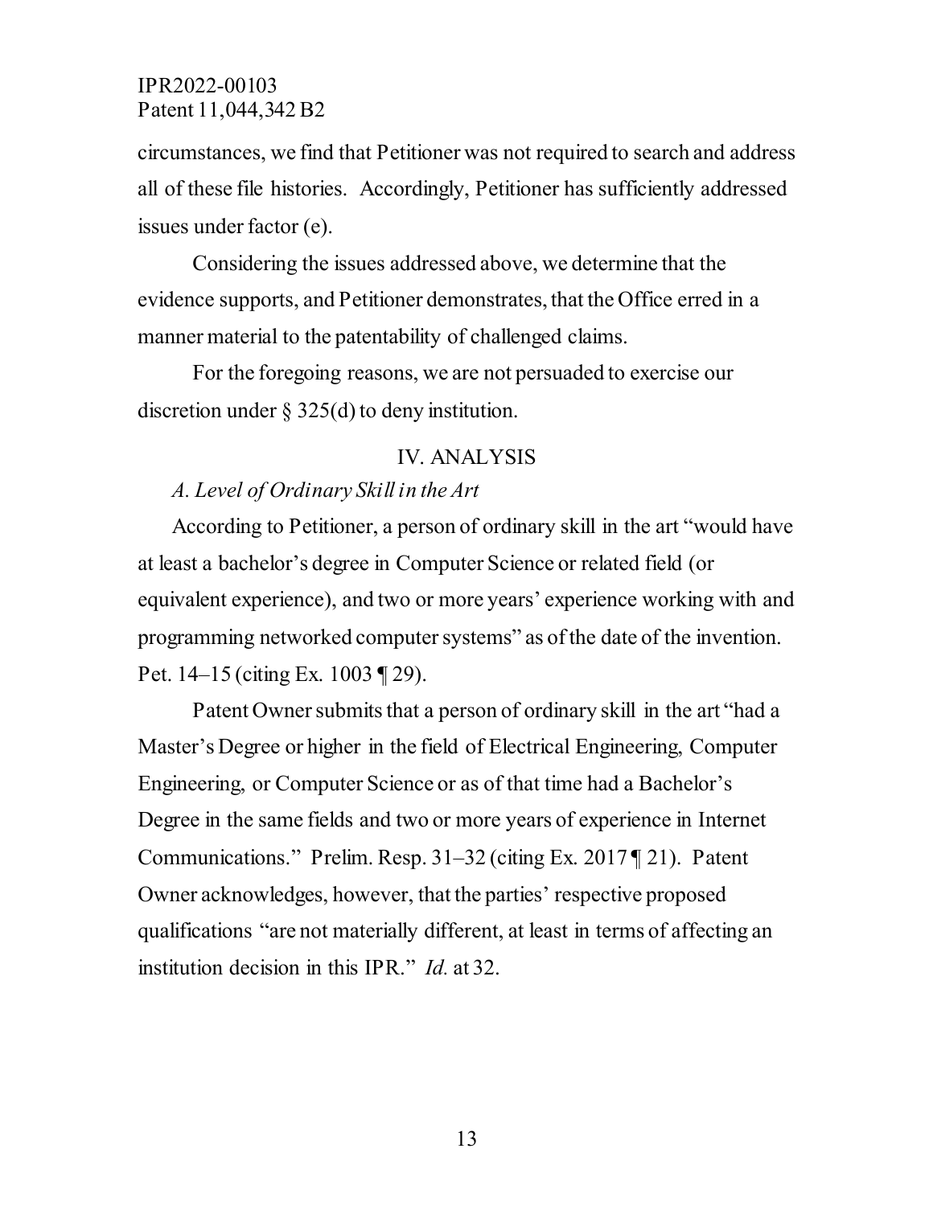circumstances, we find that Petitioner was not required to search and address all of these file histories. Accordingly, Petitioner has sufficiently addressed issues under factor (e).

Considering the issues addressed above, we determine that the evidence supports, and Petitioner demonstrates, that the Office erred in a manner material to the patentability of challenged claims.

For the foregoing reasons, we are not persuaded to exercise our discretion under § 325(d) to deny institution.

## IV. ANALYSIS

### *A. Level of Ordinary Skill in the Art*

According to Petitioner, a person of ordinary skill in the art "would have at least a bachelor's degree in Computer Science or related field (or equivalent experience), and two or more years' experience working with and programming networked computer systems" as of the date of the invention. Pet. 14–15 (citing Ex. 1003 ¶ 29).

Patent Owner submits that a person of ordinary skill in the art "had a Master's Degree or higher in the field of Electrical Engineering, Computer Engineering, or Computer Science or as of that time had a Bachelor's Degree in the same fields and two or more years of experience in Internet Communications." Prelim. Resp. 31–32 (citing Ex. 2017 ¶ 21). Patent Owner acknowledges, however, that the parties' respective proposed qualifications "are not materially different, at least in terms of affecting an institution decision in this IPR." *Id.* at 32.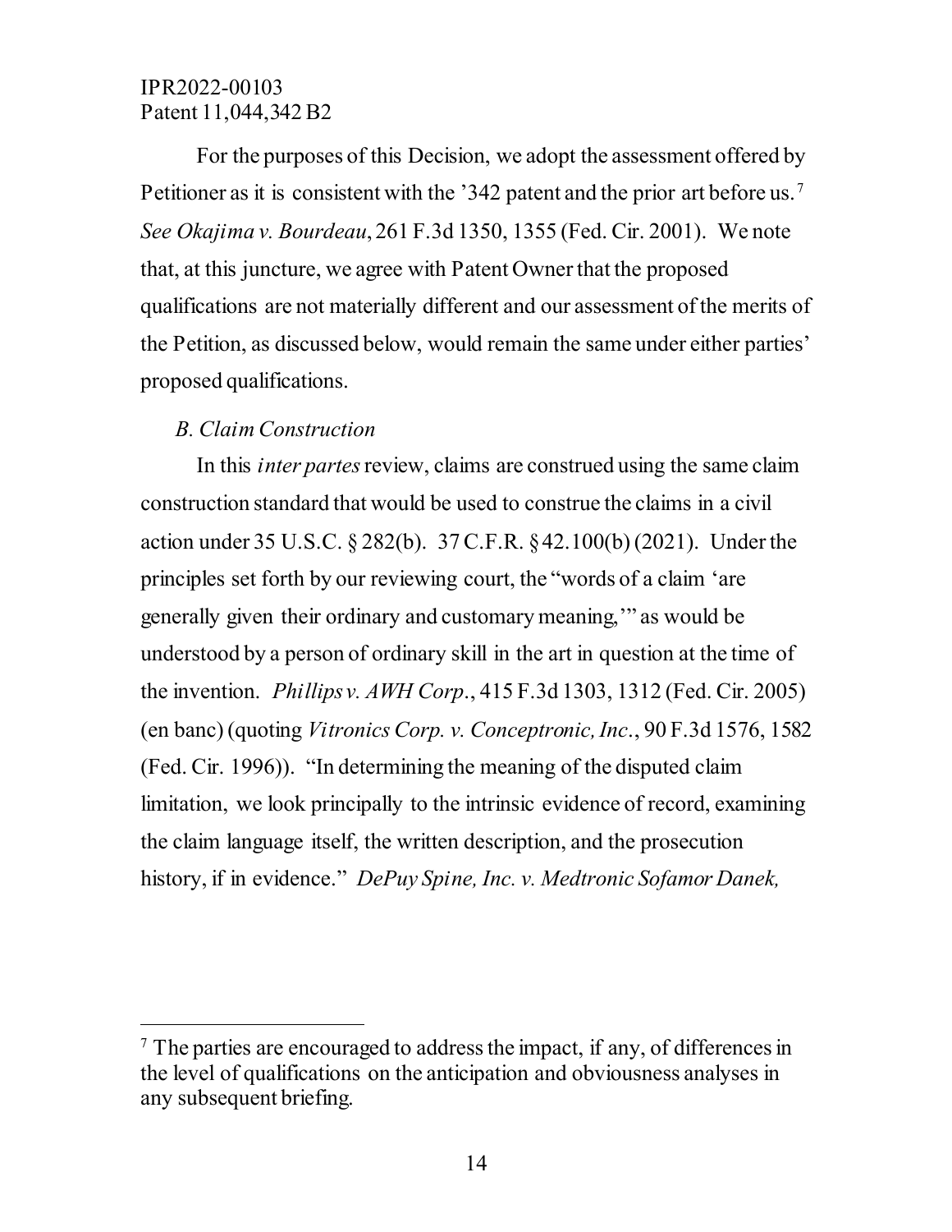For the purposes of this Decision, we adopt the assessment offered by Petitioner as it is consistent with the '342 patent and the prior art before us.[7] *See Okajima v. Bourdeau*, 261 F.3d 1350, 1355 (Fed. Cir. 2001). We note that, at this juncture, we agree with Patent Owner that the proposed qualifications are not materially different and our assessment of the merits of the Petition, as discussed below, would remain the same under either parties' proposed qualifications.

### *B. Claim Construction*

In this *inter partes* review, claims are construed using the same claim construction standard that would be used to construe the claims in a civil action under 35 U.S.C. § 282(b). 37 C.F.R. § 42.100(b) (2021). Under the principles set forth by our reviewing court, the "words of a claim 'are generally given their ordinary and customary meaning,'" as would be understood by a person of ordinary skill in the art in question at the time of the invention. *Phillips v. AWH Corp.*, 415 F.3d 1303, 1312 (Fed. Cir. 2005) (en banc) (quoting *Vitronics Corp. v. Conceptronic, Inc.*, 90 F.3d 1576, 1582 (Fed. Cir. 1996)). "In determining the meaning of the disputed claim limitation, we look principally to the intrinsic evidence of record, examining the claim language itself, the written description, and the prosecution history, if in evidence." *DePuy Spine, Inc. v. Medtronic Sofamor Danek,*

---

[7] The parties are encouraged to address the impact, if any, of differences in the level of qualifications on the anticipation and obviousness analyses in any subsequent briefing.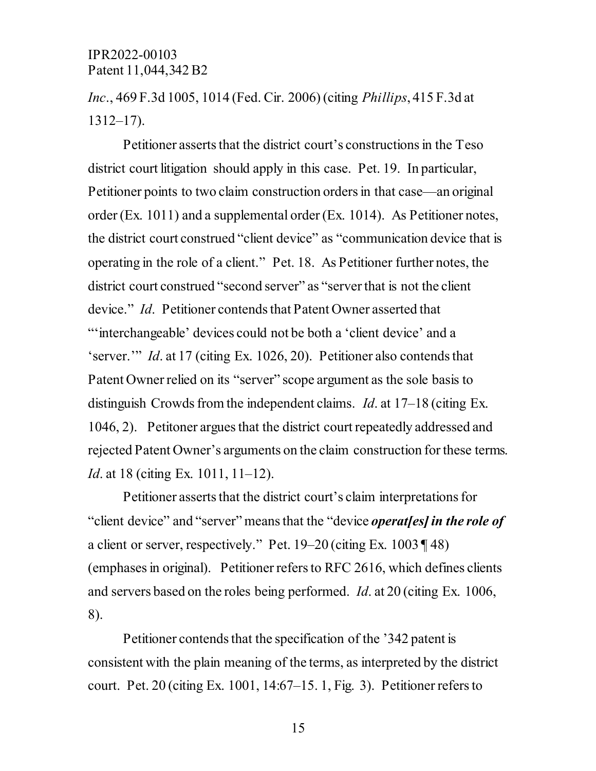*Inc.*, 469 F.3d 1005, 1014 (Fed. Cir. 2006) (citing *Phillips*, 415 F.3d at 1312–17).

Petitioner asserts that the district court's constructions in the Teso district court litigation should apply in this case. Pet. 19. In particular, Petitioner points to two claim construction orders in that case—an original order (Ex. 1011) and a supplemental order (Ex. 1014). As Petitioner notes, the district court construed "client device" as "communication device that is operating in the role of a client." Pet. 18. As Petitioner further notes, the district court construed "second server" as "server that is not the client device." *Id*. Petitioner contends that Patent Owner asserted that "'interchangeable' devices could not be both a 'client device' and a 'server.'" *Id*. at 17 (citing Ex. 1026, 20). Petitioner also contends that Patent Owner relied on its "server" scope argument as the sole basis to distinguish Crowds from the independent claims. *Id*. at 17–18 (citing Ex. 1046, 2). Petitoner argues that the district court repeatedly addressed and rejected Patent Owner's arguments on the claim construction for these terms. *Id*. at 18 (citing Ex. 1011, 11–12).

Petitioner asserts that the district court's claim interpretations for "client device" and "server" means that the "device ***operat[es] in the role of*** a client or server, respectively." Pet. 19–20 (citing Ex. 1003 ¶ 48) (emphases in original). Petitioner refers to RFC 2616, which defines clients and servers based on the roles being performed. *Id*. at 20 (citing Ex. 1006, 8).

Petitioner contends that the specification of the '342 patent is consistent with the plain meaning of the terms, as interpreted by the district court. Pet. 20 (citing Ex. 1001, 14:67–15. 1, Fig. 3). Petitioner refers to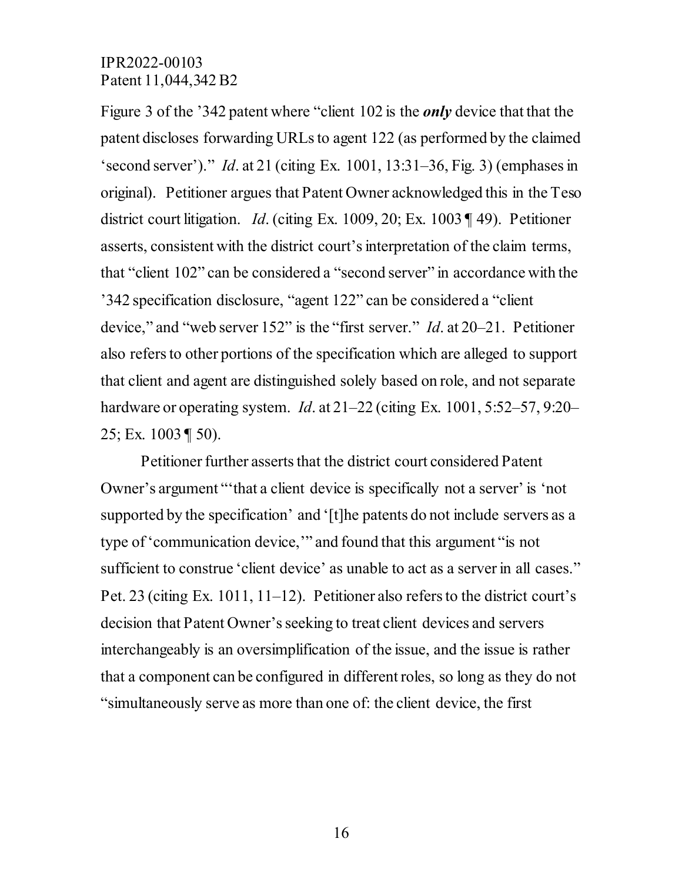Figure 3 of the '342 patent where "client 102 is the ***only*** device that that the patent discloses forwarding URLs to agent 122 (as performed by the claimed 'second server')." *Id*. at 21 (citing Ex. 1001, 13:31–36, Fig. 3) (emphases in original). Petitioner argues that Patent Owner acknowledged this in the Teso district court litigation. *Id*. (citing Ex. 1009, 20; Ex. 1003 ¶ 49). Petitioner asserts, consistent with the district court's interpretation of the claim terms, that "client 102" can be considered a "second server" in accordance with the '342 specification disclosure, "agent 122" can be considered a "client device," and "web server 152" is the "first server." *Id*. at 20–21. Petitioner also refers to other portions of the specification which are alleged to support that client and agent are distinguished solely based on role, and not separate hardware or operating system. *Id*. at 21–22 (citing Ex. 1001, 5:52–57, 9:20–25; Ex. 1003 ¶ 50).

Petitioner further asserts that the district court considered Patent Owner's argument "'that a client device is specifically not a server' is 'not supported by the specification' and '[t]he patents do not include servers as a type of 'communication device,'" and found that this argument "is not sufficient to construe 'client device' as unable to act as a server in all cases." Pet. 23 (citing Ex. 1011, 11–12). Petitioner also refers to the district court's decision that Patent Owner's seeking to treat client devices and servers interchangeably is an oversimplification of the issue, and the issue is rather that a component can be configured in different roles, so long as they do not "simultaneously serve as more than one of: the client device, the first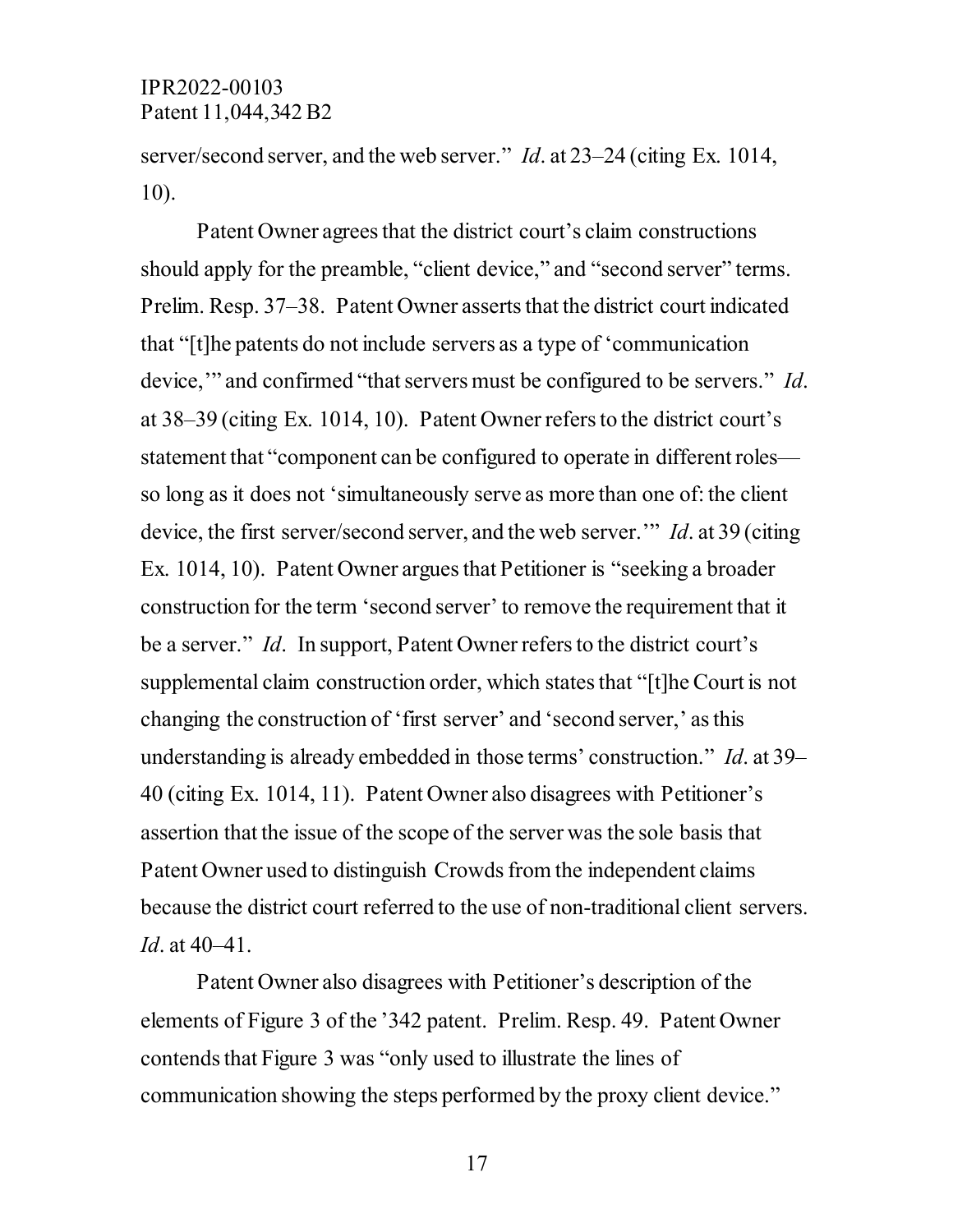server/second server, and the web server." *Id*. at 23–24 (citing Ex. 1014, 10).

Patent Owner agrees that the district court's claim constructions should apply for the preamble, "client device," and "second server" terms. Prelim. Resp. 37–38. Patent Owner asserts that the district court indicated that "[t]he patents do not include servers as a type of 'communication device,'" and confirmed "that servers must be configured to be servers." *Id*. at 38–39 (citing Ex. 1014, 10). Patent Owner refers to the district court's statement that "component can be configured to operate in different roles—so long as it does not 'simultaneously serve as more than one of: the client device, the first server/second server, and the web server.'" *Id*. at 39 (citing Ex. 1014, 10). Patent Owner argues that Petitioner is "seeking a broader construction for the term 'second server' to remove the requirement that it be a server." *Id*. In support, Patent Owner refers to the district court's supplemental claim construction order, which states that "[t]he Court is not changing the construction of 'first server' and 'second server,' as this understanding is already embedded in those terms' construction." *Id*. at 39–40 (citing Ex. 1014, 11). Patent Owner also disagrees with Petitioner's assertion that the issue of the scope of the server was the sole basis that Patent Owner used to distinguish Crowds from the independent claims because the district court referred to the use of non-traditional client servers. *Id*. at 40–41.

Patent Owner also disagrees with Petitioner's description of the elements of Figure 3 of the '342 patent. Prelim. Resp. 49. Patent Owner contends that Figure 3 was "only used to illustrate the lines of communication showing the steps performed by the proxy client device."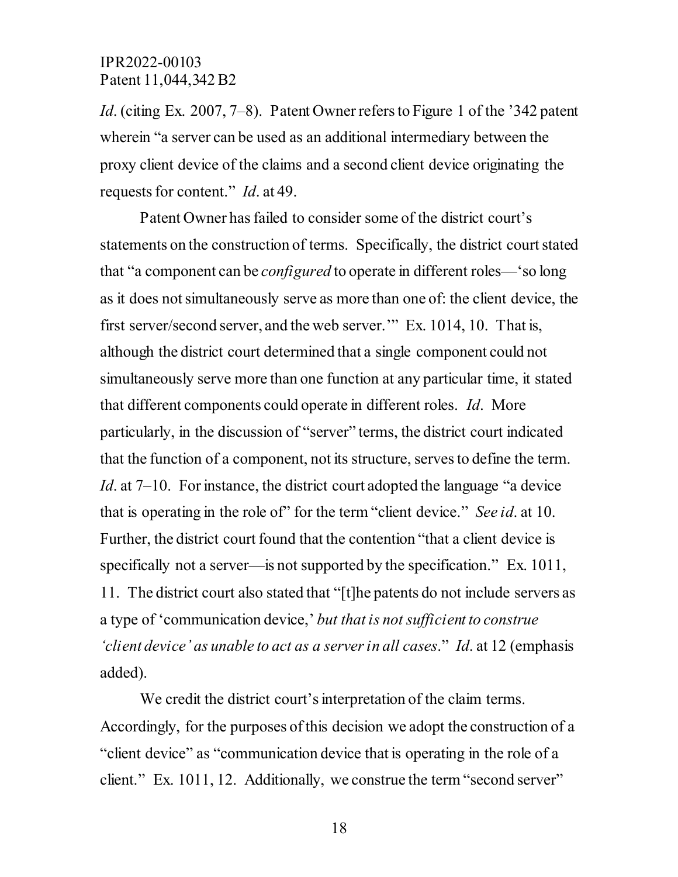*Id*. (citing Ex. 2007, 7–8). Patent Owner refers to Figure 1 of the '342 patent wherein "a server can be used as an additional intermediary between the proxy client device of the claims and a second client device originating the requests for content." *Id*. at 49.

Patent Owner has failed to consider some of the district court's statements on the construction of terms. Specifically, the district court stated that "a component can be *configured* to operate in different roles—'so long as it does not simultaneously serve as more than one of: the client device, the first server/second server, and the web server.'" Ex. 1014, 10. That is, although the district court determined that a single component could not simultaneously serve more than one function at any particular time, it stated that different components could operate in different roles. *Id*. More particularly, in the discussion of "server" terms, the district court indicated that the function of a component, not its structure, serves to define the term. *Id*. at 7–10. For instance, the district court adopted the language "a device that is operating in the role of" for the term "client device." *See id*. at 10. Further, the district court found that the contention "that a client device is specifically not a server—is not supported by the specification." Ex. 1011, 11. The district court also stated that "[t]he patents do not include servers as a type of 'communication device,' *but that is not sufficient to construe 'client device' as unable to act as a server in all cases*." *Id*. at 12 (emphasis added).

We credit the district court's interpretation of the claim terms. Accordingly, for the purposes of this decision we adopt the construction of a "client device" as "communication device that is operating in the role of a client." Ex. 1011, 12. Additionally, we construe the term "second server"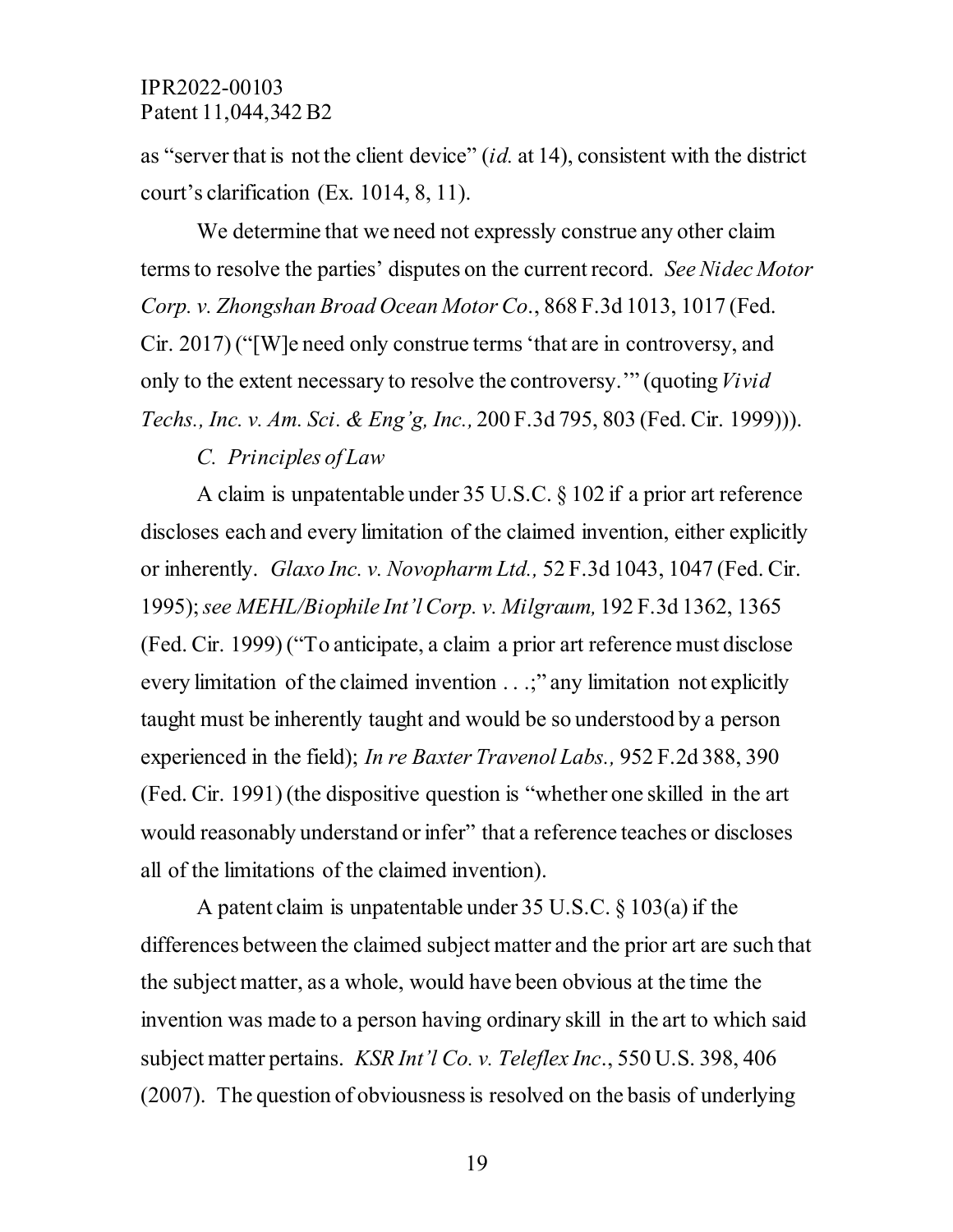as "server that is not the client device" (*id.* at 14), consistent with the district court's clarification (Ex. 1014, 8, 11).

We determine that we need not expressly construe any other claim terms to resolve the parties' disputes on the current record. *See Nidec Motor Corp. v. Zhongshan Broad Ocean Motor Co*., 868 F.3d 1013, 1017 (Fed. Cir. 2017) ("[W]e need only construe terms 'that are in controversy, and only to the extent necessary to resolve the controversy.'" (quoting *Vivid Techs., Inc. v. Am. Sci. & Eng'g, Inc.,* 200 F.3d 795, 803 (Fed. Cir. 1999))).

*C. Principles of Law*

A claim is unpatentable under 35 U.S.C. § 102 if a prior art reference discloses each and every limitation of the claimed invention, either explicitly or inherently. *Glaxo Inc. v. Novopharm Ltd.,* 52 F.3d 1043, 1047 (Fed. Cir. 1995); *see MEHL/Biophile Int'l Corp. v. Milgraum,* 192 F.3d 1362, 1365 (Fed. Cir. 1999) ("To anticipate, a claim a prior art reference must disclose every limitation of the claimed invention . . .;" any limitation not explicitly taught must be inherently taught and would be so understood by a person experienced in the field); *In re Baxter Travenol Labs.,* 952 F.2d 388, 390 (Fed. Cir. 1991) (the dispositive question is "whether one skilled in the art would reasonably understand or infer" that a reference teaches or discloses all of the limitations of the claimed invention).

A patent claim is unpatentable under 35 U.S.C. § 103(a) if the differences between the claimed subject matter and the prior art are such that the subject matter, as a whole, would have been obvious at the time the invention was made to a person having ordinary skill in the art to which said subject matter pertains. *KSR Int'l Co. v. Teleflex Inc*., 550 U.S. 398, 406 (2007). The question of obviousness is resolved on the basis of underlying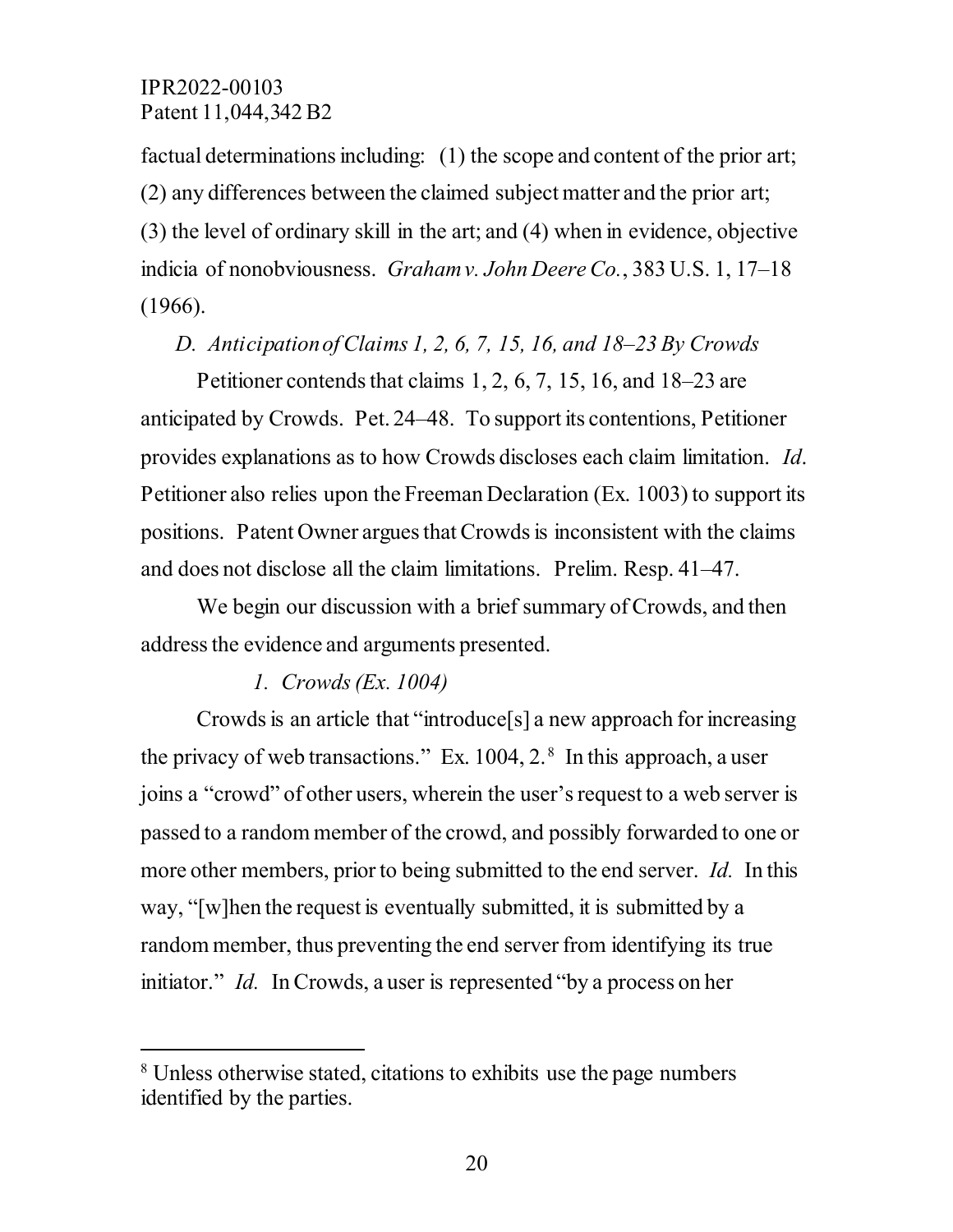factual determinations including: (1) the scope and content of the prior art; (2) any differences between the claimed subject matter and the prior art; (3) the level of ordinary skill in the art; and (4) when in evidence, objective indicia of nonobviousness. *Graham v. John Deere Co.*, 383 U.S. 1, 17–18 (1966).

### *D. Anticipation of Claims 1, 2, 6, 7, 15, 16, and 18–23 By Crowds*

Petitioner contends that claims 1, 2, 6, 7, 15, 16, and 18–23 are anticipated by Crowds. Pet. 24–48. To support its contentions, Petitioner provides explanations as to how Crowds discloses each claim limitation. *Id*. Petitioner also relies upon the Freeman Declaration (Ex. 1003) to support its positions. Patent Owner argues that Crowds is inconsistent with the claims and does not disclose all the claim limitations. Prelim. Resp. 41–47.

We begin our discussion with a brief summary of Crowds, and then address the evidence and arguments presented.

#### *1. Crowds (Ex. 1004)*

Crowds is an article that "introduce[s] a new approach for increasing the privacy of web transactions." Ex. 1004, 2.[8] In this approach, a user joins a "crowd" of other users, wherein the user's request to a web server is passed to a random member of the crowd, and possibly forwarded to one or more other members, prior to being submitted to the end server. *Id.* In this way, "[w]hen the request is eventually submitted, it is submitted by a random member, thus preventing the end server from identifying its true initiator." *Id.* In Crowds, a user is represented "by a process on her

---

[8] Unless otherwise stated, citations to exhibits use the page numbers identified by the parties.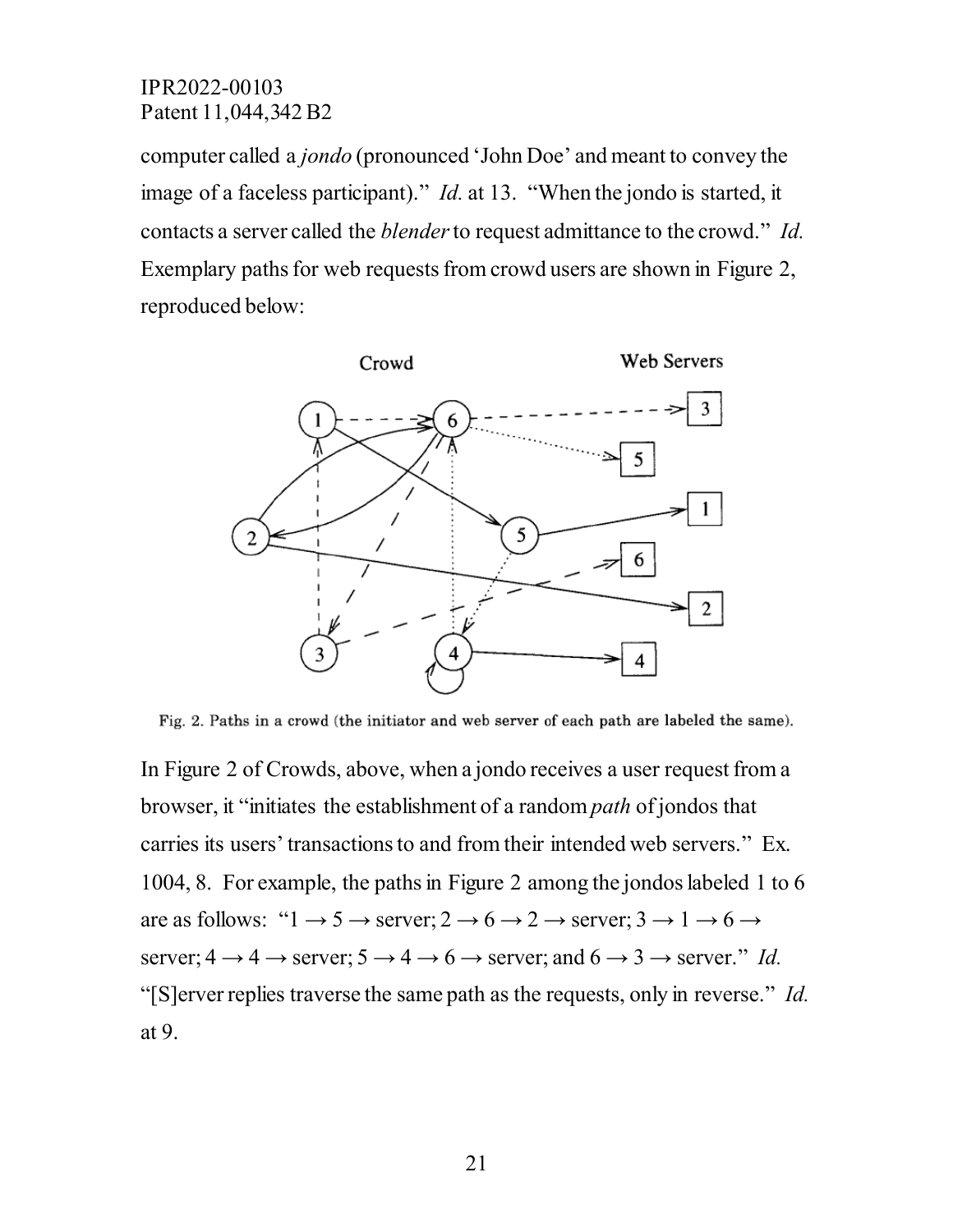computer called a *jondo* (pronounced 'John Doe' and meant to convey the image of a faceless participant)." *Id.* at 13. "When the jondo is started, it contacts a server called the *blender* to request admittance to the crowd." *Id.* Exemplary paths for web requests from crowd users are shown in Figure 2, reproduced below:

Fig. 2. Paths in a crowd (the initiator and web server of each path are labeled the same).

In Figure 2 of Crowds, above, when a jondo receives a user request from a browser, it "initiates the establishment of a random *path* of jondos that carries its users' transactions to and from their intended web servers." Ex. 1004, 8. For example, the paths in Figure 2 among the jondos labeled 1 to 6 are as follows: "1 → 5 → server; 2 → 6 → 2 → server; 3 → 1 → 6 → server; 4 → 4 → server; 5 → 4 → 6 → server; and 6 → 3 → server." *Id.* "[S]erver replies traverse the same path as the requests, only in reverse." *Id.* at 9.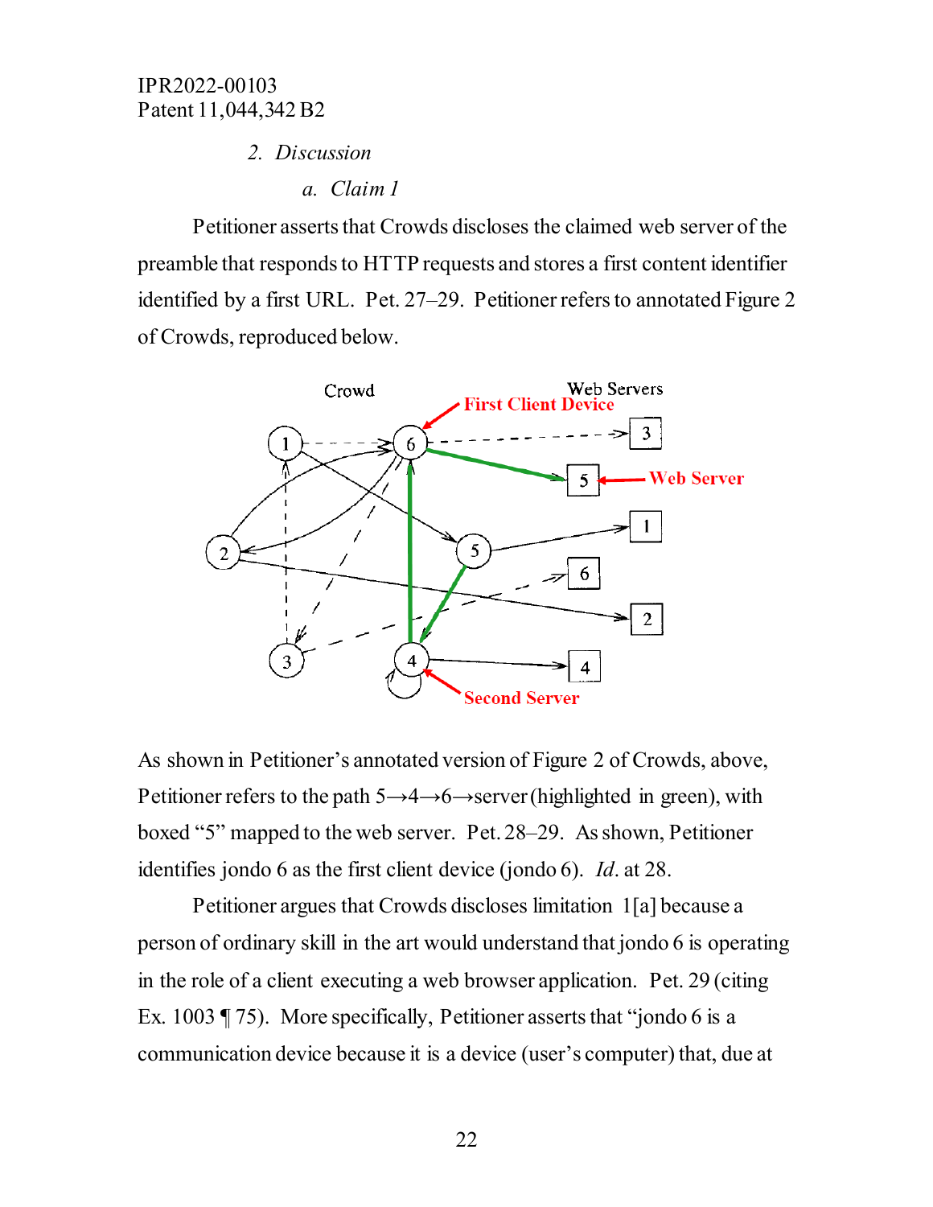IPR2022-00103
Patent 11,044,342 B2

### 2. *Discussion*

#### a. *Claim 1*

Petitioner asserts that Crowds discloses the claimed web server of the preamble that responds to HTTP requests and stores a first content identifier identified by a first URL. Pet. 27–29. Petitioner refers to annotated Figure 2 of Crowds, reproduced below.

As shown in Petitioner's annotated version of Figure 2 of Crowds, above, Petitioner refers to the path 5→4→6→server (highlighted in green), with boxed "5" mapped to the web server. Pet. 28–29. As shown, Petitioner identifies jondo 6 as the first client device (jondo 6). *Id*. at 28.

Petitioner argues that Crowds discloses limitation 1[a] because a person of ordinary skill in the art would understand that jondo 6 is operating in the role of a client executing a web browser application. Pet. 29 (citing Ex. 1003 ¶ 75). More specifically, Petitioner asserts that "jondo 6 is a communication device because it is a device (user's computer) that, due at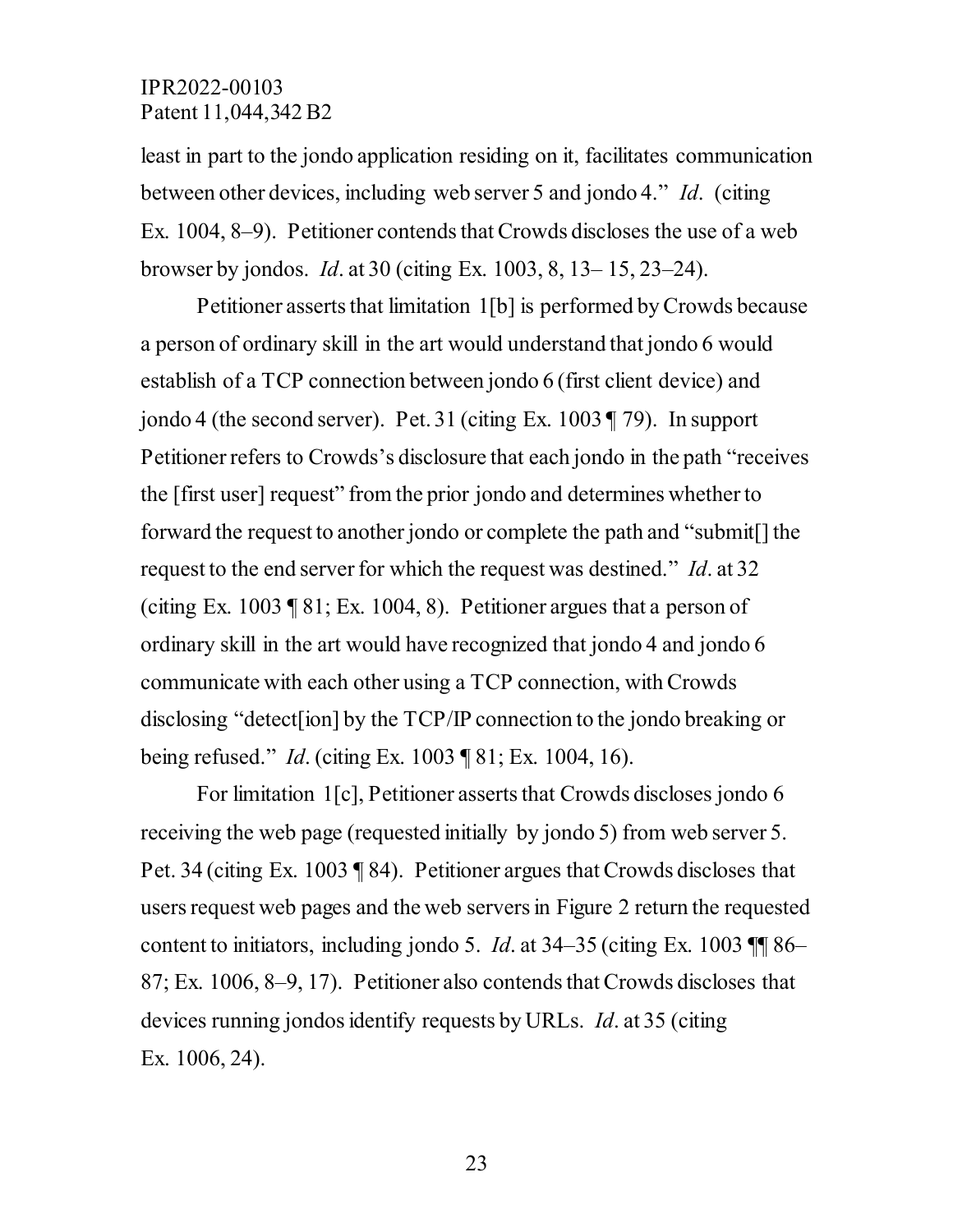least in part to the jondo application residing on it, facilitates communication between other devices, including web server 5 and jondo 4." *Id*. (citing Ex. 1004, 8–9). Petitioner contends that Crowds discloses the use of a web browser by jondos. *Id*. at 30 (citing Ex. 1003, 8, 13– 15, 23–24).

Petitioner asserts that limitation 1[b] is performed by Crowds because a person of ordinary skill in the art would understand that jondo 6 would establish of a TCP connection between jondo 6 (first client device) and jondo 4 (the second server). Pet. 31 (citing Ex. 1003 ¶ 79). In support Petitioner refers to Crowds's disclosure that each jondo in the path "receives the [first user] request" from the prior jondo and determines whether to forward the request to another jondo or complete the path and "submit[] the request to the end server for which the request was destined." *Id*. at 32 (citing Ex. 1003 ¶ 81; Ex. 1004, 8). Petitioner argues that a person of ordinary skill in the art would have recognized that jondo 4 and jondo 6 communicate with each other using a TCP connection, with Crowds disclosing "detect[ion] by the TCP/IP connection to the jondo breaking or being refused." *Id*. (citing Ex. 1003 ¶ 81; Ex. 1004, 16).

For limitation 1[c], Petitioner asserts that Crowds discloses jondo 6 receiving the web page (requested initially by jondo 5) from web server 5. Pet. 34 (citing Ex. 1003 ¶ 84). Petitioner argues that Crowds discloses that users request web pages and the web servers in Figure 2 return the requested content to initiators, including jondo 5. *Id*. at 34–35 (citing Ex. 1003 ¶¶ 86–87; Ex. 1006, 8–9, 17). Petitioner also contends that Crowds discloses that devices running jondos identify requests by URLs. *Id*. at 35 (citing Ex. 1006, 24).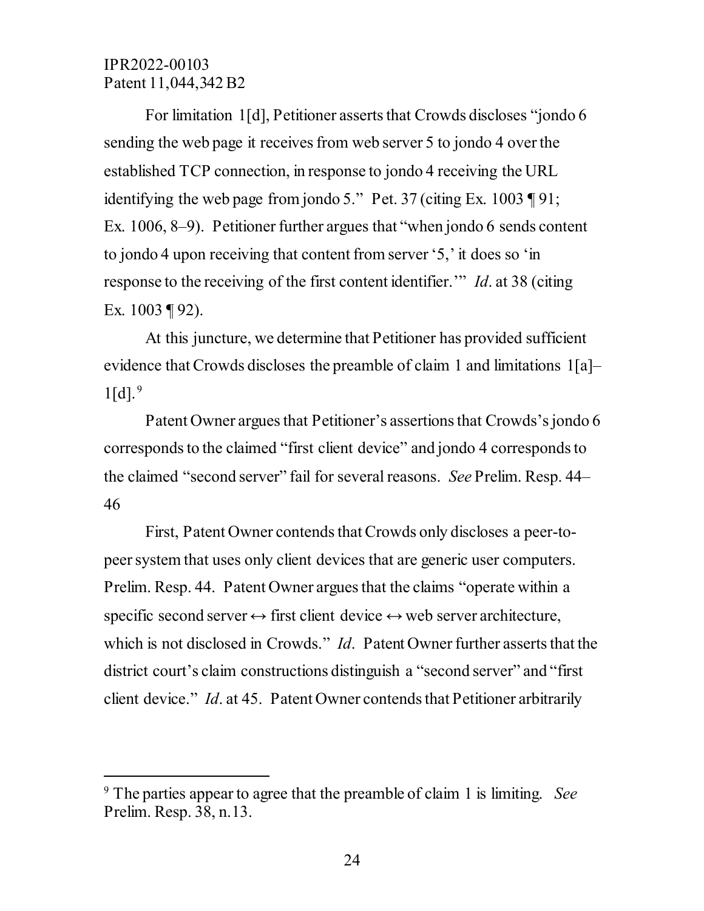For limitation 1[d], Petitioner asserts that Crowds discloses "jondo 6 sending the web page it receives from web server 5 to jondo 4 over the established TCP connection, in response to jondo 4 receiving the URL identifying the web page from jondo 5." Pet. 37 (citing Ex. 1003 ¶ 91; Ex. 1006, 8–9). Petitioner further argues that "when jondo 6 sends content to jondo 4 upon receiving that content from server '5,' it does so 'in response to the receiving of the first content identifier.'" *Id*. at 38 (citing Ex. 1003 ¶ 92).

At this juncture, we determine that Petitioner has provided sufficient evidence that Crowds discloses the preamble of claim 1 and limitations 1[a]–1[d].[9]

Patent Owner argues that Petitioner's assertions that Crowds's jondo 6 corresponds to the claimed "first client device" and jondo 4 corresponds to the claimed "second server" fail for several reasons. *See* Prelim. Resp. 44–46

First, Patent Owner contends that Crowds only discloses a peer-to-peer system that uses only client devices that are generic user computers. Prelim. Resp. 44. Patent Owner argues that the claims "operate within a specific second server ↔ first client device ↔ web server architecture, which is not disclosed in Crowds." *Id*. Patent Owner further asserts that the district court's claim constructions distinguish a "second server" and "first client device." *Id*. at 45. Patent Owner contends that Petitioner arbitrarily

---

[9] The parties appear to agree that the preamble of claim 1 is limiting. *See* Prelim. Resp. 38, n.13.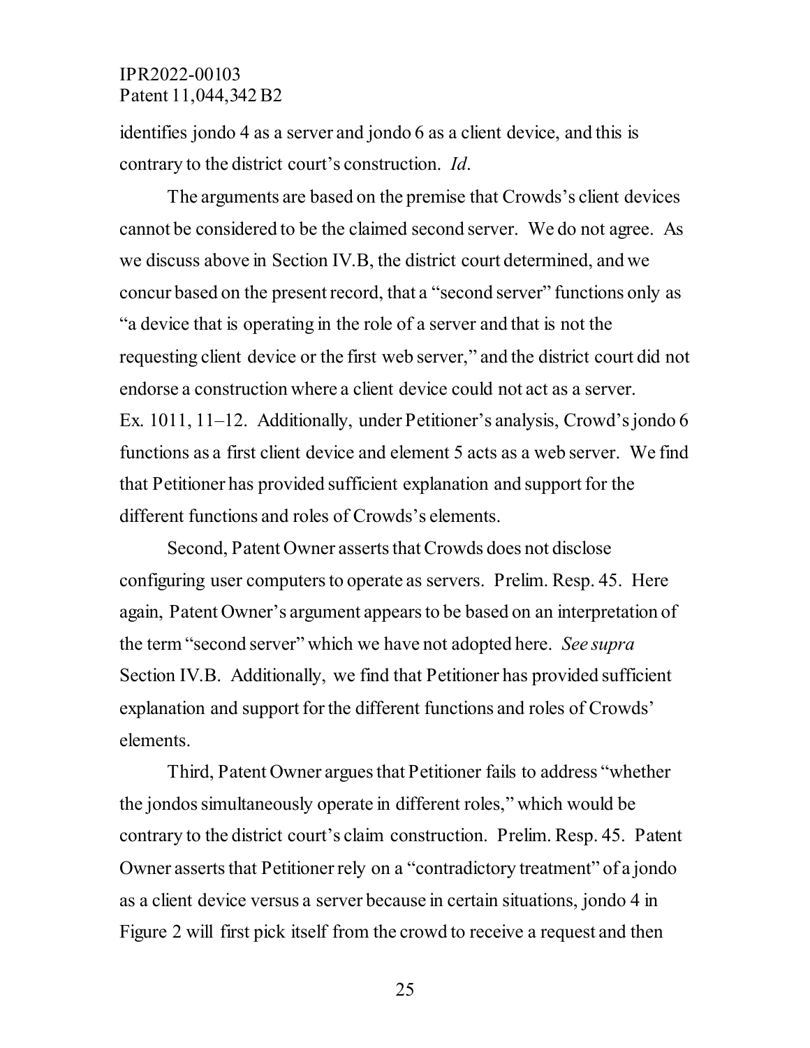identifies jondo 4 as a server and jondo 6 as a client device, and this is contrary to the district court's construction. *Id*.

The arguments are based on the premise that Crowds's client devices cannot be considered to be the claimed second server. We do not agree. As we discuss above in Section IV.B, the district court determined, and we concur based on the present record, that a "second server" functions only as "a device that is operating in the role of a server and that is not the requesting client device or the first web server," and the district court did not endorse a construction where a client device could not act as a server. Ex. 1011, 11–12. Additionally, under Petitioner's analysis, Crowd's jondo 6 functions as a first client device and element 5 acts as a web server. We find that Petitioner has provided sufficient explanation and support for the different functions and roles of Crowds's elements.

Second, Patent Owner asserts that Crowds does not disclose configuring user computers to operate as servers. Prelim. Resp. 45. Here again, Patent Owner's argument appears to be based on an interpretation of the term "second server" which we have not adopted here. *See supra* Section IV.B. Additionally, we find that Petitioner has provided sufficient explanation and support for the different functions and roles of Crowds' elements.

Third, Patent Owner argues that Petitioner fails to address "whether the jondos simultaneously operate in different roles," which would be contrary to the district court's claim construction. Prelim. Resp. 45. Patent Owner asserts that Petitioner rely on a "contradictory treatment" of a jondo as a client device versus a server because in certain situations, jondo 4 in Figure 2 will first pick itself from the crowd to receive a request and then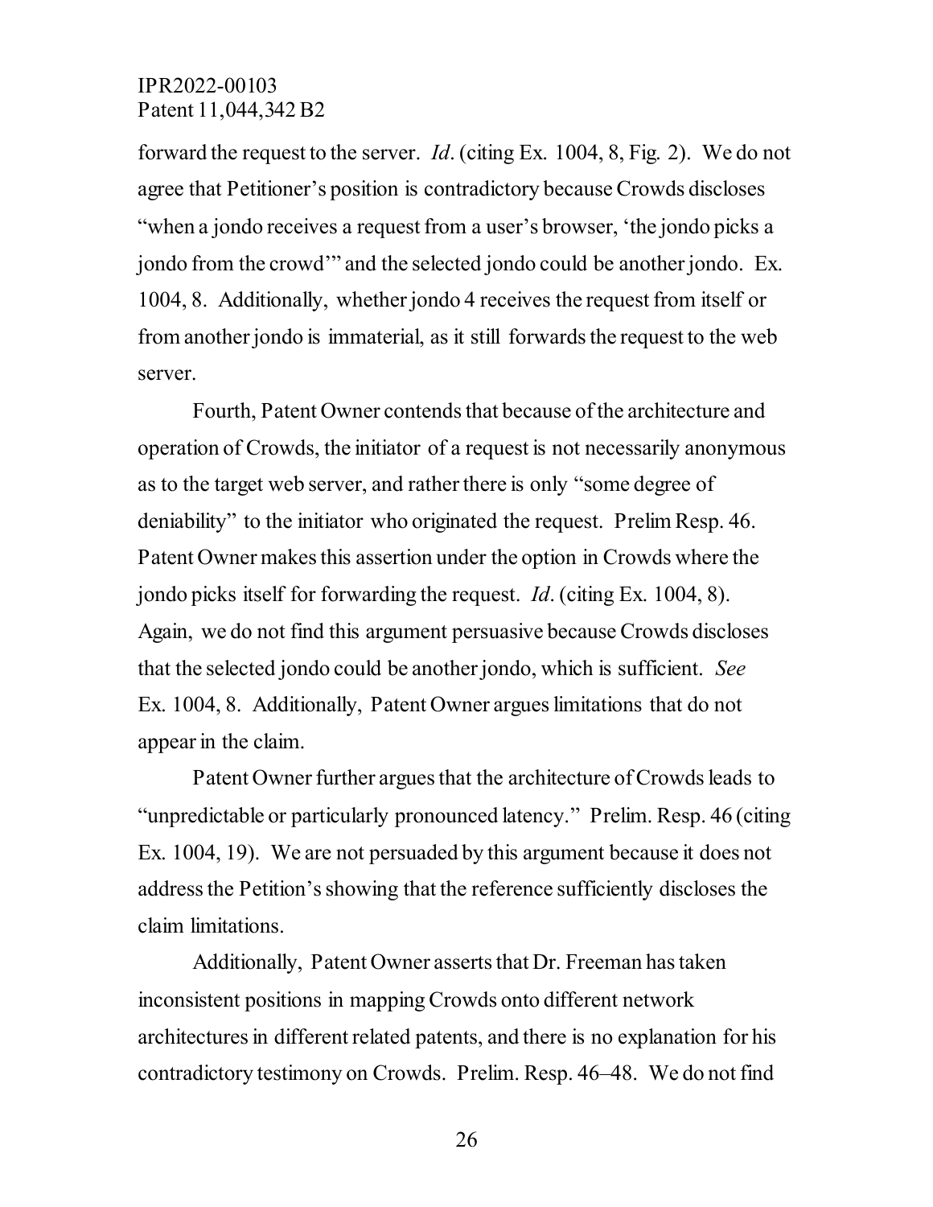forward the request to the server. *Id*. (citing Ex. 1004, 8, Fig. 2). We do not agree that Petitioner's position is contradictory because Crowds discloses "when a jondo receives a request from a user's browser, 'the jondo picks a jondo from the crowd'" and the selected jondo could be another jondo. Ex. 1004, 8. Additionally, whether jondo 4 receives the request from itself or from another jondo is immaterial, as it still forwards the request to the web server.

Fourth, Patent Owner contends that because of the architecture and operation of Crowds, the initiator of a request is not necessarily anonymous as to the target web server, and rather there is only "some degree of deniability" to the initiator who originated the request. Prelim Resp. 46. Patent Owner makes this assertion under the option in Crowds where the jondo picks itself for forwarding the request. *Id*. (citing Ex. 1004, 8). Again, we do not find this argument persuasive because Crowds discloses that the selected jondo could be another jondo, which is sufficient. *See* Ex. 1004, 8. Additionally, Patent Owner argues limitations that do not appear in the claim.

Patent Owner further argues that the architecture of Crowds leads to "unpredictable or particularly pronounced latency." Prelim. Resp. 46 (citing Ex. 1004, 19). We are not persuaded by this argument because it does not address the Petition's showing that the reference sufficiently discloses the claim limitations.

Additionally, Patent Owner asserts that Dr. Freeman has taken inconsistent positions in mapping Crowds onto different network architectures in different related patents, and there is no explanation for his contradictory testimony on Crowds. Prelim. Resp. 46–48. We do not find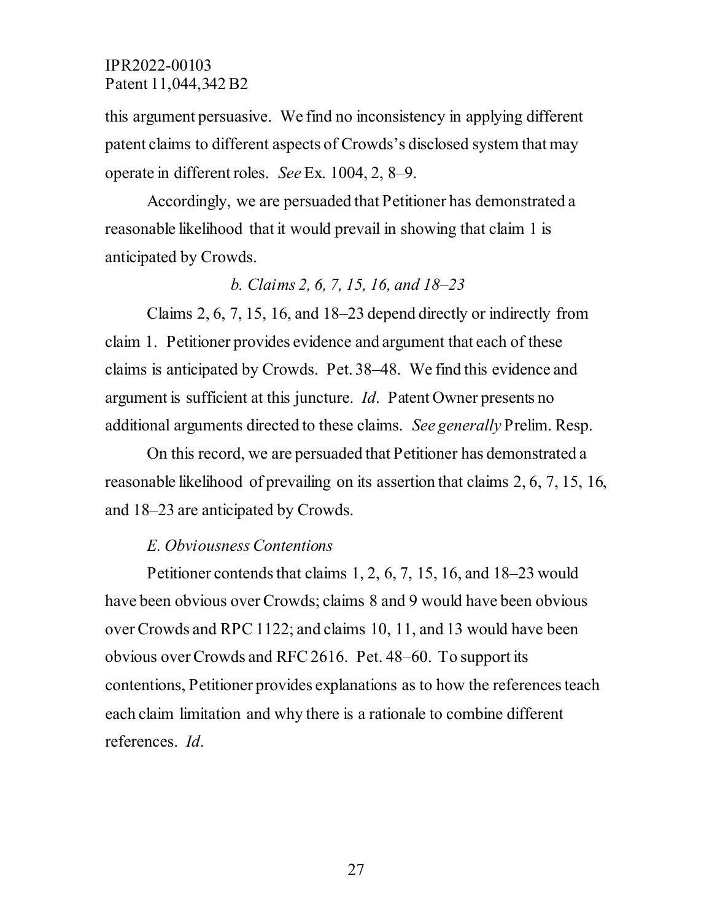this argument persuasive. We find no inconsistency in applying different patent claims to different aspects of Crowds's disclosed system that may operate in different roles. *See* Ex. 1004, 2, 8–9.

Accordingly, we are persuaded that Petitioner has demonstrated a reasonable likelihood that it would prevail in showing that claim 1 is anticipated by Crowds.

*b. Claims 2, 6, 7, 15, 16, and 18–23*

Claims 2, 6, 7, 15, 16, and 18–23 depend directly or indirectly from claim 1. Petitioner provides evidence and argument that each of these claims is anticipated by Crowds. Pet. 38–48. We find this evidence and argument is sufficient at this juncture. *Id*. Patent Owner presents no additional arguments directed to these claims. *See generally* Prelim. Resp.

On this record, we are persuaded that Petitioner has demonstrated a reasonable likelihood of prevailing on its assertion that claims 2, 6, 7, 15, 16, and 18–23 are anticipated by Crowds.

*E. Obviousness Contentions*

Petitioner contends that claims 1, 2, 6, 7, 15, 16, and 18–23 would have been obvious over Crowds; claims 8 and 9 would have been obvious over Crowds and RPC 1122; and claims 10, 11, and 13 would have been obvious over Crowds and RFC 2616. Pet. 48–60. To support its contentions, Petitioner provides explanations as to how the references teach each claim limitation and why there is a rationale to combine different references. *Id*.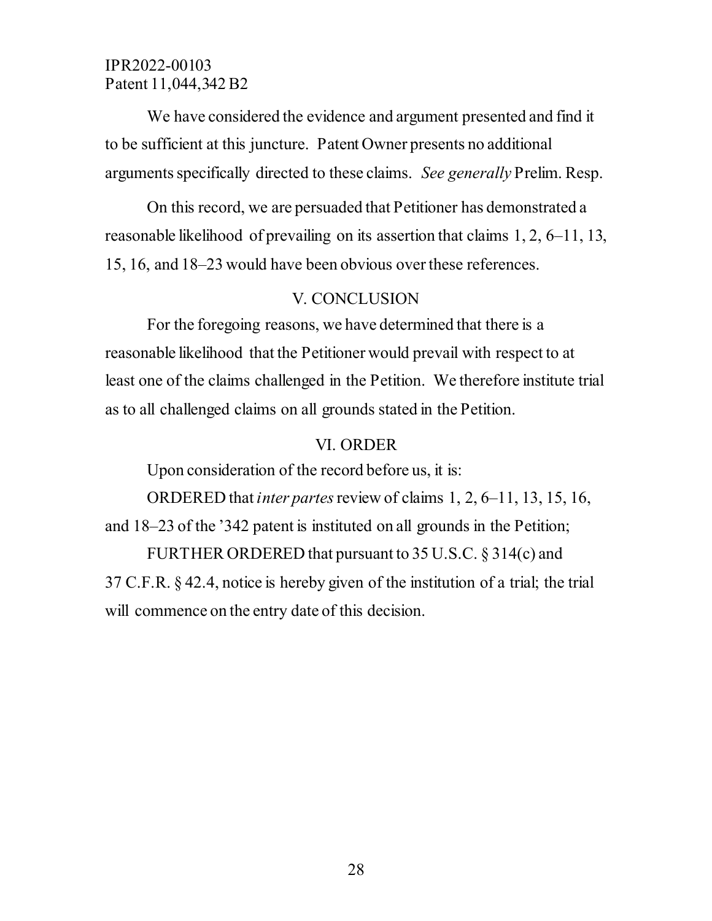We have considered the evidence and argument presented and find it to be sufficient at this juncture. Patent Owner presents no additional arguments specifically directed to these claims. *See generally* Prelim. Resp.

On this record, we are persuaded that Petitioner has demonstrated a reasonable likelihood of prevailing on its assertion that claims 1, 2, 6–11, 13, 15, 16, and 18–23 would have been obvious over these references.

## V. CONCLUSION

For the foregoing reasons, we have determined that there is a reasonable likelihood that the Petitioner would prevail with respect to at least one of the claims challenged in the Petition. We therefore institute trial as to all challenged claims on all grounds stated in the Petition.

## VI. ORDER

Upon consideration of the record before us, it is:

ORDERED that *inter partes* review of claims 1, 2, 6–11, 13, 15, 16, and 18–23 of the '342 patent is instituted on all grounds in the Petition;

FURTHER ORDERED that pursuant to 35 U.S.C. § 314(c) and 37 C.F.R. § 42.4, notice is hereby given of the institution of a trial; the trial will commence on the entry date of this decision.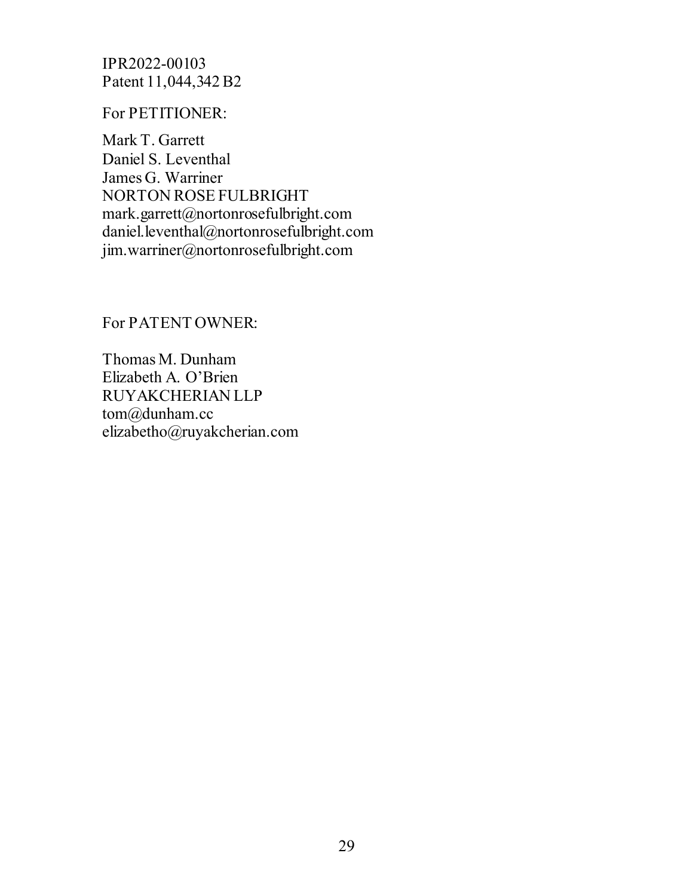IPR2022-00103
Patent 11,044,342 B2

For PETITIONER:

Mark T. Garrett
Daniel S. Leventhal
James G. Warriner
NORTON ROSE FULBRIGHT
mark.garrett@nortonrosefulbright.com
daniel.leventhal@nortonrosefulbright.com
jim.warriner@nortonrosefulbright.com

For PATENT OWNER:

Thomas M. Dunham
Elizabeth A. O'Brien
RUYAKCHERIAN LLP
tom@dunham.cc
elizabetho@ruyakcherian.com